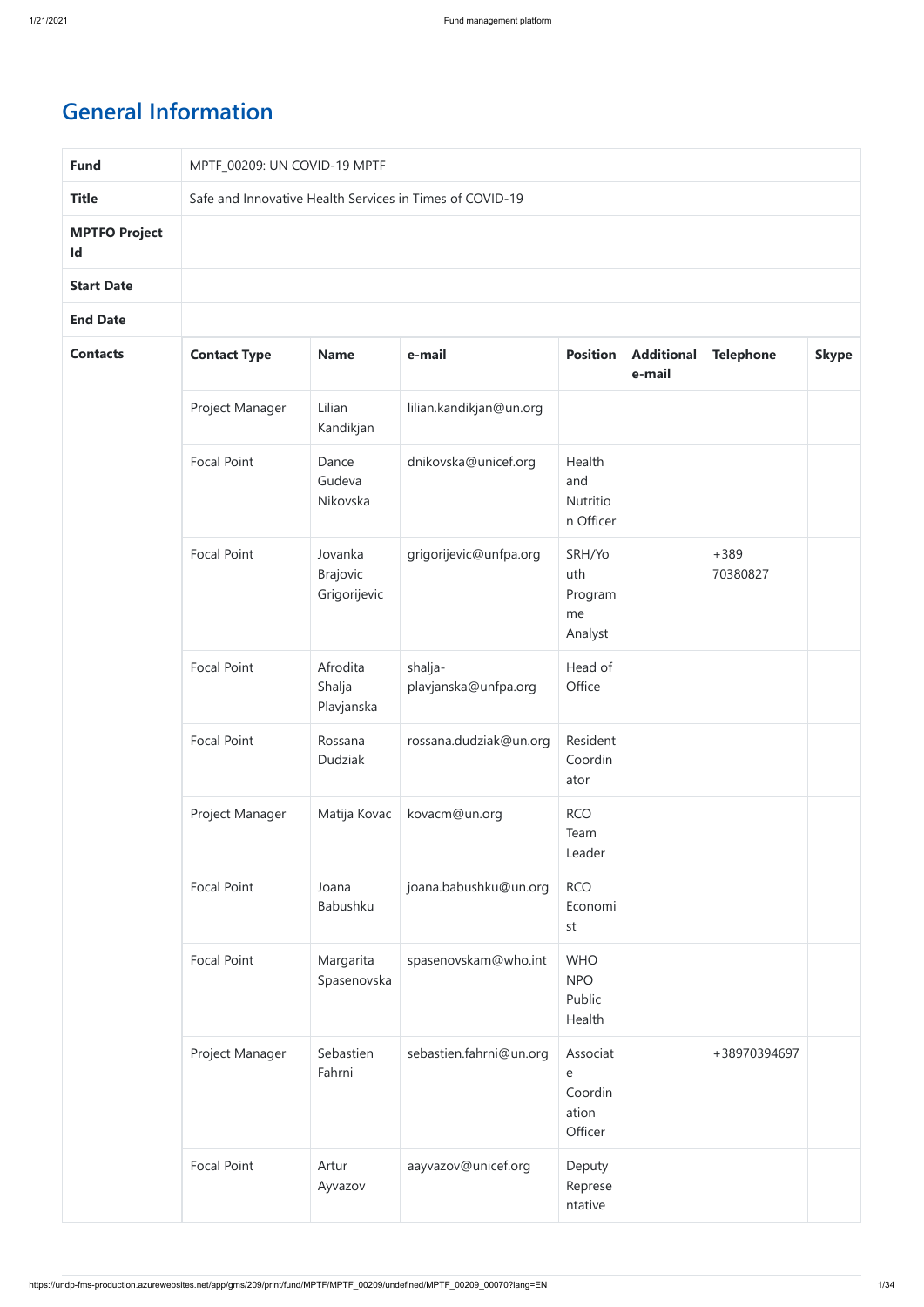# General Information

| Fund | MPTF_00209: UN COVID-19 MPTF |
|---|---|
| Title | Safe and Innovative Health Services in Times of COVID-19 |
| MPTFO Project Id | |
| Start Date | |
| End Date | |

**Contacts**

| Contact Type | Name | e-mail | Position | Additional e-mail | Telephone | Skype |
|---|---|---|---|---|---|---|
| Project Manager | Lilian Kandikjan | lilian.kandikjan@un.org | | | | |
| Focal Point | Dance Gudeva Nikovska | dnikovska@unicef.org | Health and Nutrition Officer | | | |
| Focal Point | Jovanka Brajovic Grigorijevic | grigorijevic@unfpa.org | SRH/Youth Programme Analyst | | +389 70380827 | |
| Focal Point | Afrodita Shalja Plavjanska | shalja-plavjanska@unfpa.org | Head of Office | | | |
| Focal Point | Rossana Dudziak | rossana.dudziak@un.org | Resident Coordinator | | | |
| Project Manager | Matija Kovac | kovacm@un.org | RCO Team Leader | | | |
| Focal Point | Joana Babushku | joana.babushku@un.org | RCO Economist | | | |
| Focal Point | Margarita Spasenovska | spasenovskam@who.int | WHO NPO Public Health | | | |
| Project Manager | Sebastien Fahrni | sebastien.fahrni@un.org | Associate Coordination Officer | | +38970394697 | |
| Focal Point | Artur Ayvazov | aayvazov@unicef.org | Deputy Representative | | | |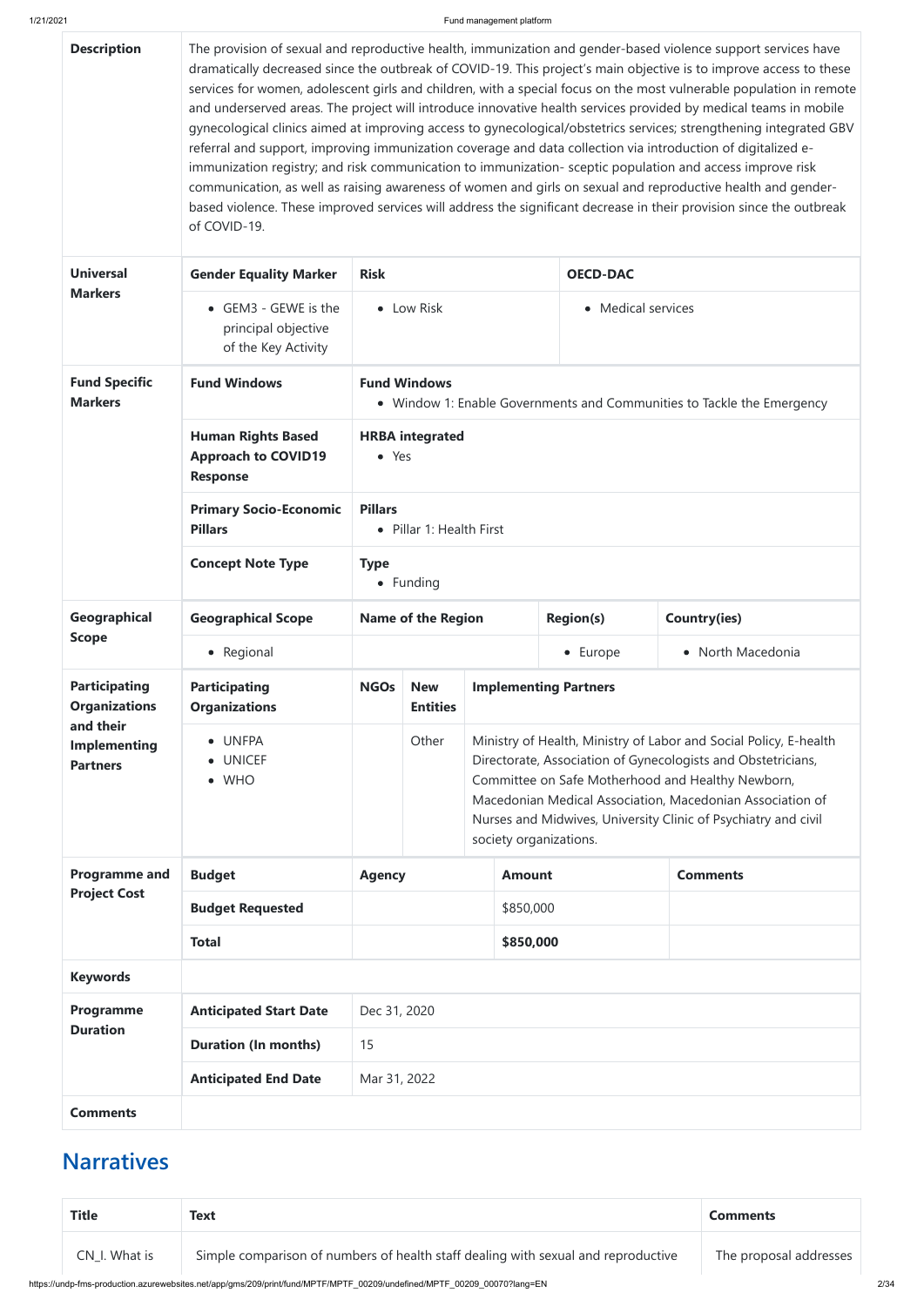| | | | | | | |
|---|---|---|---|---|---|---|
| **Description** | The provision of sexual and reproductive health, immunization and gender-based violence support services have dramatically decreased since the outbreak of COVID-19. This project's main objective is to improve access to these services for women, adolescent girls and children, with a special focus on the most vulnerable population in remote and underserved areas. The project will introduce innovative health services provided by medical teams in mobile gynecological clinics aimed at improving access to gynecological/obstetrics services; strengthening integrated GBV referral and support, improving immunization coverage and data collection via introduction of digitalized e-immunization registry; and risk communication to immunization- sceptic population and access improve risk communication, as well as raising awareness of women and girls on sexual and reproductive health and gender-based violence. These improved services will address the significant decrease in their provision since the outbreak of COVID-19. | | | | | |
| **Universal Markers** | **Gender Equality Marker** | **Risk** | | **OECD-DAC** | | |
| | • GEM3 - GEWE is the principal objective of the Key Activity | • Low Risk | | • Medical services | | |
| **Fund Specific Markers** | **Fund Windows** | **Fund Windows**<br>• Window 1: Enable Governments and Communities to Tackle the Emergency | | | | |
| | **Human Rights Based Approach to COVID19 Response** | **HRBA integrated**<br>• Yes | | | | |
| | **Primary Socio-Economic Pillars** | **Pillars**<br>• Pillar 1: Health First | | | | |
| | **Concept Note Type** | **Type**<br>• Funding | | | | |
| **Geographical Scope** | **Geographical Scope** | **Name of the Region** | | **Region(s)** | **Country(ies)** | |
| | • Regional | | | • Europe | • North Macedonia | |
| **Participating Organizations and their Implementing Partners** | **Participating Organizations** | **NGOs** | **New Entities** | **Implementing Partners** | | |
| | • UNFPA<br>• UNICEF<br>• WHO | | Other | Ministry of Health, Ministry of Labor and Social Policy, E-health Directorate, Association of Gynecologists and Obstetricians, Committee on Safe Motherhood and Healthy Newborn, Macedonian Medical Association, Macedonian Association of Nurses and Midwives, University Clinic of Psychiatry and civil society organizations. | | |
| **Programme and Project Cost** | **Budget** | **Agency** | | **Amount** | **Comments** | |
| | **Budget Requested** | | | $850,000 | | |
| | **Total** | | | **$850,000** | | |
| **Keywords** | | | | | | |
| **Programme Duration** | **Anticipated Start Date** | Dec 31, 2020 | | | | |
| | **Duration (In months)** | 15 | | | | |
| | **Anticipated End Date** | Mar 31, 2022 | | | | |
| **Comments** | | | | | | |

## Narratives

| Title | Text | Comments |
|---|---|---|
| CN_I. What is | Simple comparison of numbers of health staff dealing with sexual and reproductive | The proposal addresses |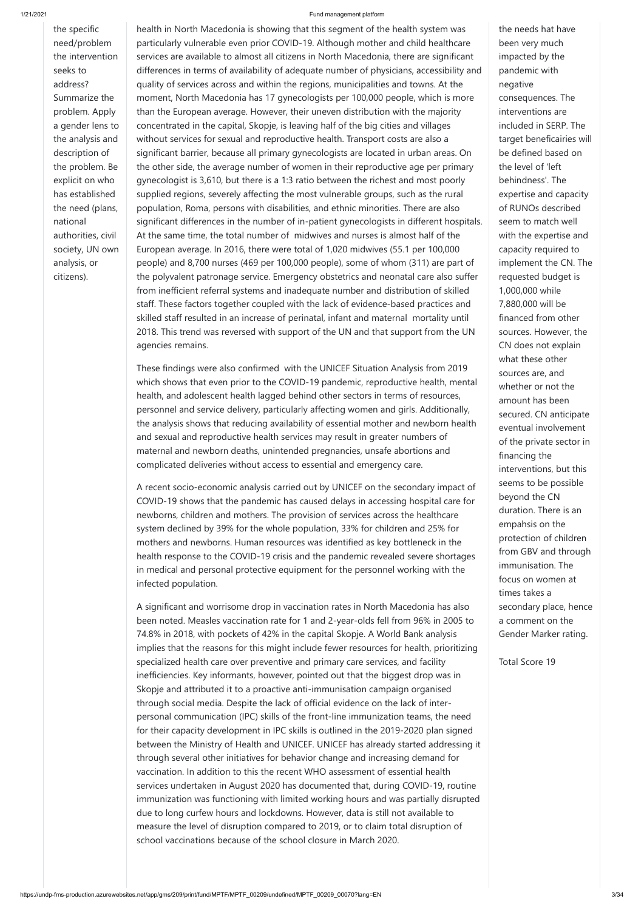| | | |
|---|---|---|
| the specific need/problem the intervention seeks to address? Summarize the problem. Apply a gender lens to the analysis and description of the problem. Be explicit on who has established the need (plans, national authorities, civil society, UN own analysis, or citizens). | health in North Macedonia is showing that this segment of the health system was particularly vulnerable even prior COVID-19. Although mother and child healthcare services are available to almost all citizens in North Macedonia, there are significant differences in terms of availability of adequate number of physicians, accessibility and quality of services across and within the regions, municipalities and towns. At the moment, North Macedonia has 17 gynecologists per 100,000 people, which is more than the European average. However, their uneven distribution with the majority concentrated in the capital, Skopje, is leaving half of the big cities and villages without services for sexual and reproductive health. Transport costs are also a significant barrier, because all primary gynecologists are located in urban areas. On the other side, the average number of women in their reproductive age per primary gynecologist is 3,610, but there is a 1:3 ratio between the richest and most poorly supplied regions, severely affecting the most vulnerable groups, such as the rural population, Roma, persons with disabilities, and ethnic minorities. There are also significant differences in the number of in-patient gynecologists in different hospitals. At the same time, the total number of midwives and nurses is almost half of the European average. In 2016, there were total of 1,020 midwives (55.1 per 100,000 people) and 8,700 nurses (469 per 100,000 people), some of whom (311) are part of the polyvalent patronage service. Emergency obstetrics and neonatal care also suffer from inefficient referral systems and inadequate number and distribution of skilled staff. These factors together coupled with the lack of evidence-based practices and skilled staff resulted in an increase of perinatal, infant and maternal mortality until 2018. This trend was reversed with support of the UN and that support from the UN agencies remains.<br><br>These findings were also confirmed with the UNICEF Situation Analysis from 2019 which shows that even prior to the COVID-19 pandemic, reproductive health, mental health, and adolescent health lagged behind other sectors in terms of resources, personnel and service delivery, particularly affecting women and girls. Additionally, the analysis shows that reducing availability of essential mother and newborn health and sexual and reproductive health services may result in greater numbers of maternal and newborn deaths, unintended pregnancies, unsafe abortions and complicated deliveries without access to essential and emergency care.<br><br>A recent socio-economic analysis carried out by UNICEF on the secondary impact of COVID-19 shows that the pandemic has caused delays in accessing hospital care for newborns, children and mothers. The provision of services across the healthcare system declined by 39% for the whole population, 33% for children and 25% for mothers and newborns. Human resources was identified as key bottleneck in the health response to the COVID-19 crisis and the pandemic revealed severe shortages in medical and personal protective equipment for the personnel working with the infected population.<br><br>A significant and worrisome drop in vaccination rates in North Macedonia has also been noted. Measles vaccination rate for 1 and 2-year-olds fell from 96% in 2005 to 74.8% in 2018, with pockets of 42% in the capital Skopje. A World Bank analysis implies that the reasons for this might include fewer resources for health, prioritizing specialized health care over preventive and primary care services, and facility inefficiencies. Key informants, however, pointed out that the biggest drop was in Skopje and attributed it to a proactive anti-immunisation campaign organised through social media. Despite the lack of official evidence on the lack of inter-personal communication (IPC) skills of the front-line immunization teams, the need for their capacity development in IPC skills is outlined in the 2019-2020 plan signed between the Ministry of Health and UNICEF. UNICEF has already started addressing it through several other initiatives for behavior change and increasing demand for vaccination. In addition to this the recent WHO assessment of essential health services undertaken in August 2020 has documented that, during COVID-19, routine immunization was functioning with limited working hours and was partially disrupted due to long curfew hours and lockdowns. However, data is still not available to measure the level of disruption compared to 2019, or to claim total disruption of school vaccinations because of the school closure in March 2020. | the needs hat have been very much impacted by the pandemic with negative consequences. The interventions are included in SERP. The target beneficairies will be defined based on the level of 'left behindness'. The expertise and capacity of RUNOs described seem to match well with the expertise and capacity required to implement the CN. The requested budget is 1,000,000 while 7,880,000 will be financed from other sources. However, the CN does not explain what these other sources are, and whether or not the amount has been secured. CN anticipate eventual involvement of the private sector in financing the interventions, but this seems to be possible beyond the CN duration. There is an empahsis on the protection of children from GBV and through immunisation. The focus on women at times takes a secondary place, hence a comment on the Gender Marker rating.<br><br>Total Score 19 |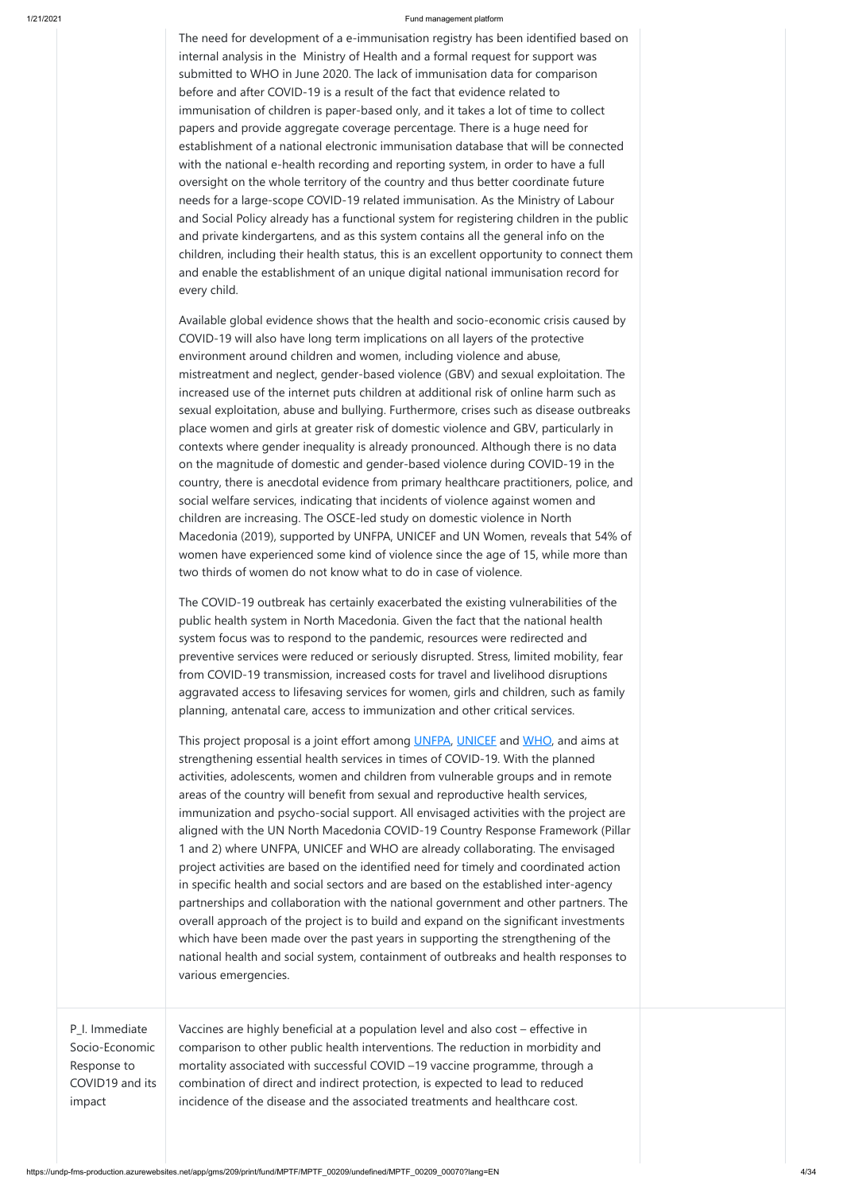The need for development of a e-immunisation registry has been identified based on internal analysis in the Ministry of Health and a formal request for support was submitted to WHO in June 2020. The lack of immunisation data for comparison before and after COVID-19 is a result of the fact that evidence related to immunisation of children is paper-based only, and it takes a lot of time to collect papers and provide aggregate coverage percentage. There is a huge need for establishment of a national electronic immunisation database that will be connected with the national e-health recording and reporting system, in order to have a full oversight on the whole territory of the country and thus better coordinate future needs for a large-scope COVID-19 related immunisation. As the Ministry of Labour and Social Policy already has a functional system for registering children in the public and private kindergartens, and as this system contains all the general info on the children, including their health status, this is an excellent opportunity to connect them and enable the establishment of an unique digital national immunisation record for every child.

Available global evidence shows that the health and socio-economic crisis caused by COVID-19 will also have long term implications on all layers of the protective environment around children and women, including violence and abuse, mistreatment and neglect, gender-based violence (GBV) and sexual exploitation. The increased use of the internet puts children at additional risk of online harm such as sexual exploitation, abuse and bullying. Furthermore, crises such as disease outbreaks place women and girls at greater risk of domestic violence and GBV, particularly in contexts where gender inequality is already pronounced. Although there is no data on the magnitude of domestic and gender-based violence during COVID-19 in the country, there is anecdotal evidence from primary healthcare practitioners, police, and social welfare services, indicating that incidents of violence against women and children are increasing. The OSCE-led study on domestic violence in North Macedonia (2019), supported by UNFPA, UNICEF and UN Women, reveals that 54% of women have experienced some kind of violence since the age of 15, while more than two thirds of women do not know what to do in case of violence.

The COVID-19 outbreak has certainly exacerbated the existing vulnerabilities of the public health system in North Macedonia. Given the fact that the national health system focus was to respond to the pandemic, resources were redirected and preventive services were reduced or seriously disrupted. Stress, limited mobility, fear from COVID-19 transmission, increased costs for travel and livelihood disruptions aggravated access to lifesaving services for women, girls and children, such as family planning, antenatal care, access to immunization and other critical services.

This project proposal is a joint effort among UNFPA, UNICEF and WHO, and aims at strengthening essential health services in times of COVID-19. With the planned activities, adolescents, women and children from vulnerable groups and in remote areas of the country will benefit from sexual and reproductive health services, immunization and psycho-social support. All envisaged activities with the project are aligned with the UN North Macedonia COVID-19 Country Response Framework (Pillar 1 and 2) where UNFPA, UNICEF and WHO are already collaborating. The envisaged project activities are based on the identified need for timely and coordinated action in specific health and social sectors and are based on the established inter-agency partnerships and collaboration with the national government and other partners. The overall approach of the project is to build and expand on the significant investments which have been made over the past years in supporting the strengthening of the national health and social system, containment of outbreaks and health responses to various emergencies.

| | | |
|---|---|---|
| P_I. Immediate Socio-Economic Response to COVID19 and its impact | Vaccines are highly beneficial at a population level and also cost – effective in comparison to other public health interventions. The reduction in morbidity and mortality associated with successful COVID –19 vaccine programme, through a combination of direct and indirect protection, is expected to lead to reduced incidence of the disease and the associated treatments and healthcare cost. | |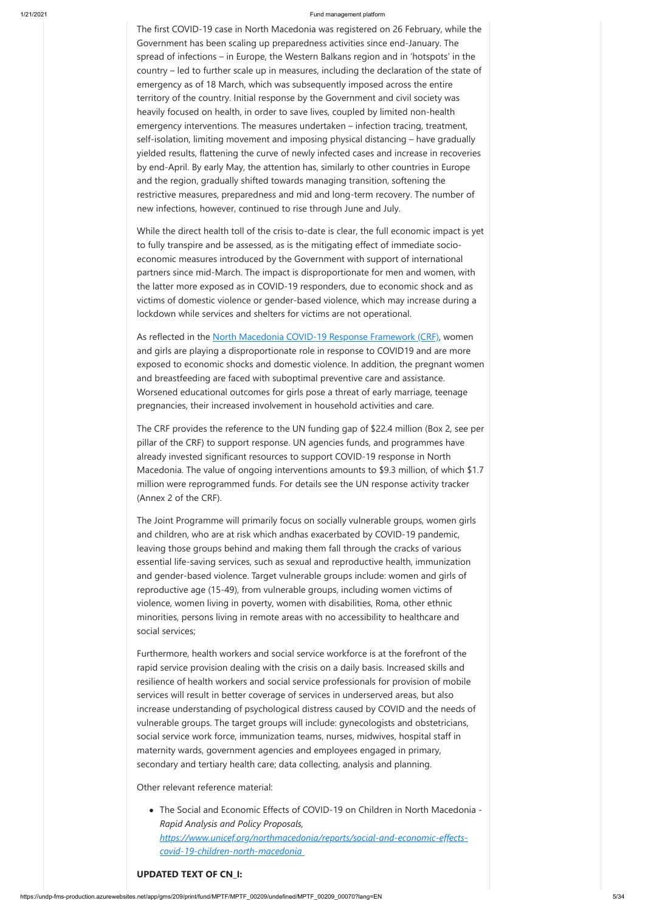The first COVID-19 case in North Macedonia was registered on 26 February, while the Government has been scaling up preparedness activities since end-January. The spread of infections – in Europe, the Western Balkans region and in 'hotspots' in the country – led to further scale up in measures, including the declaration of the state of emergency as of 18 March, which was subsequently imposed across the entire territory of the country. Initial response by the Government and civil society was heavily focused on health, in order to save lives, coupled by limited non-health emergency interventions. The measures undertaken – infection tracing, treatment, self-isolation, limiting movement and imposing physical distancing – have gradually yielded results, flattening the curve of newly infected cases and increase in recoveries by end-April. By early May, the attention has, similarly to other countries in Europe and the region, gradually shifted towards managing transition, softening the restrictive measures, preparedness and mid and long-term recovery. The number of new infections, however, continued to rise through June and July.

While the direct health toll of the crisis to-date is clear, the full economic impact is yet to fully transpire and be assessed, as is the mitigating effect of immediate socio-economic measures introduced by the Government with support of international partners since mid-March. The impact is disproportionate for men and women, with the latter more exposed as in COVID-19 responders, due to economic shock and as victims of domestic violence or gender-based violence, which may increase during a lockdown while services and shelters for victims are not operational.

As reflected in the [North Macedonia COVID-19 Response Framework (CRF)](), women and girls are playing a disproportionate role in response to COVID19 and are more exposed to economic shocks and domestic violence. In addition, the pregnant women and breastfeeding are faced with suboptimal preventive care and assistance. Worsened educational outcomes for girls pose a threat of early marriage, teenage pregnancies, their increased involvement in household activities and care.

The CRF provides the reference to the UN funding gap of $22.4 million (Box 2, see per pillar of the CRF) to support response. UN agencies funds, and programmes have already invested significant resources to support COVID-19 response in North Macedonia. The value of ongoing interventions amounts to $9.3 million, of which $1.7 million were reprogrammed funds. For details see the UN response activity tracker (Annex 2 of the CRF).

The Joint Programme will primarily focus on socially vulnerable groups, women girls and children, who are at risk which andhas exacerbated by COVID-19 pandemic, leaving those groups behind and making them fall through the cracks of various essential life-saving services, such as sexual and reproductive health, immunization and gender-based violence. Target vulnerable groups include: women and girls of reproductive age (15-49), from vulnerable groups, including women victims of violence, women living in poverty, women with disabilities, Roma, other ethnic minorities, persons living in remote areas with no accessibility to healthcare and social services;

Furthermore, health workers and social service workforce is at the forefront of the rapid service provision dealing with the crisis on a daily basis. Increased skills and resilience of health workers and social service professionals for provision of mobile services will result in better coverage of services in underserved areas, but also increase understanding of psychological distress caused by COVID and the needs of vulnerable groups. The target groups will include: gynecologists and obstetricians, social service work force, immunization teams, nurses, midwives, hospital staff in maternity wards, government agencies and employees engaged in primary, secondary and tertiary health care; data collecting, analysis and planning.

Other relevant reference material:

- The Social and Economic Effects of COVID-19 on Children in North Macedonia - *Rapid Analysis and Policy Proposals,* *[https://www.unicef.org/northmacedonia/reports/social-and-economic-effects-covid-19-children-north-macedonia](https://www.unicef.org/northmacedonia/reports/social-and-economic-effects-covid-19-children-north-macedonia)*

**UPDATED TEXT OF CN_I:**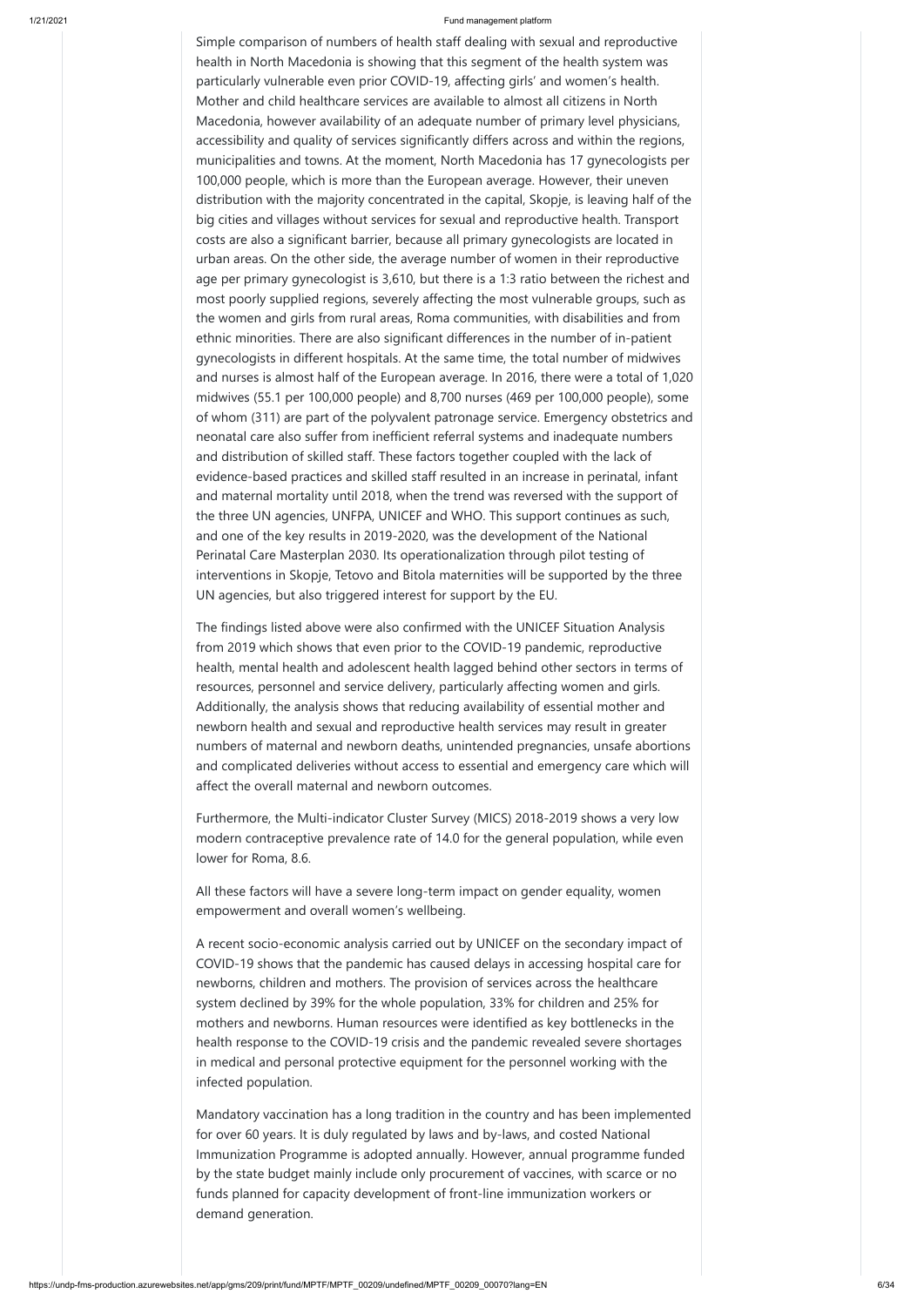Simple comparison of numbers of health staff dealing with sexual and reproductive health in North Macedonia is showing that this segment of the health system was particularly vulnerable even prior COVID-19, affecting girls' and women's health. Mother and child healthcare services are available to almost all citizens in North Macedonia, however availability of an adequate number of primary level physicians, accessibility and quality of services significantly differs across and within the regions, municipalities and towns. At the moment, North Macedonia has 17 gynecologists per 100,000 people, which is more than the European average. However, their uneven distribution with the majority concentrated in the capital, Skopje, is leaving half of the big cities and villages without services for sexual and reproductive health. Transport costs are also a significant barrier, because all primary gynecologists are located in urban areas. On the other side, the average number of women in their reproductive age per primary gynecologist is 3,610, but there is a 1:3 ratio between the richest and most poorly supplied regions, severely affecting the most vulnerable groups, such as the women and girls from rural areas, Roma communities, with disabilities and from ethnic minorities. There are also significant differences in the number of in-patient gynecologists in different hospitals. At the same time, the total number of midwives and nurses is almost half of the European average. In 2016, there were a total of 1,020 midwives (55.1 per 100,000 people) and 8,700 nurses (469 per 100,000 people), some of whom (311) are part of the polyvalent patronage service. Emergency obstetrics and neonatal care also suffer from inefficient referral systems and inadequate numbers and distribution of skilled staff. These factors together coupled with the lack of evidence-based practices and skilled staff resulted in an increase in perinatal, infant and maternal mortality until 2018, when the trend was reversed with the support of the three UN agencies, UNFPA, UNICEF and WHO. This support continues as such, and one of the key results in 2019-2020, was the development of the National Perinatal Care Masterplan 2030. Its operationalization through pilot testing of interventions in Skopje, Tetovo and Bitola maternities will be supported by the three UN agencies, but also triggered interest for support by the EU.

The findings listed above were also confirmed with the UNICEF Situation Analysis from 2019 which shows that even prior to the COVID-19 pandemic, reproductive health, mental health and adolescent health lagged behind other sectors in terms of resources, personnel and service delivery, particularly affecting women and girls. Additionally, the analysis shows that reducing availability of essential mother and newborn health and sexual and reproductive health services may result in greater numbers of maternal and newborn deaths, unintended pregnancies, unsafe abortions and complicated deliveries without access to essential and emergency care which will affect the overall maternal and newborn outcomes.

Furthermore, the Multi-indicator Cluster Survey (MICS) 2018-2019 shows a very low modern contraceptive prevalence rate of 14.0 for the general population, while even lower for Roma, 8.6.

All these factors will have a severe long-term impact on gender equality, women empowerment and overall women's wellbeing.

A recent socio-economic analysis carried out by UNICEF on the secondary impact of COVID-19 shows that the pandemic has caused delays in accessing hospital care for newborns, children and mothers. The provision of services across the healthcare system declined by 39% for the whole population, 33% for children and 25% for mothers and newborns. Human resources were identified as key bottlenecks in the health response to the COVID-19 crisis and the pandemic revealed severe shortages in medical and personal protective equipment for the personnel working with the infected population.

Mandatory vaccination has a long tradition in the country and has been implemented for over 60 years. It is duly regulated by laws and by-laws, and costed National Immunization Programme is adopted annually. However, annual programme funded by the state budget mainly include only procurement of vaccines, with scarce or no funds planned for capacity development of front-line immunization workers or demand generation.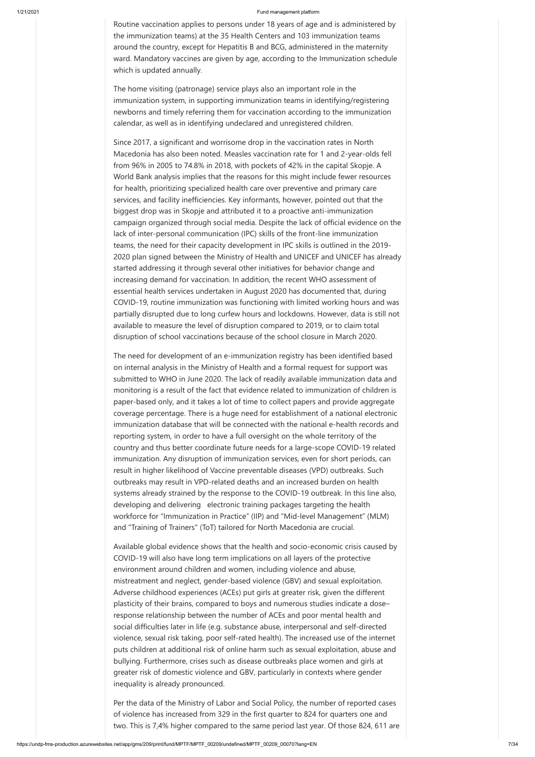Routine vaccination applies to persons under 18 years of age and is administered by the immunization teams) at the 35 Health Centers and 103 immunization teams around the country, except for Hepatitis B and BCG, administered in the maternity ward. Mandatory vaccines are given by age, according to the Immunization schedule which is updated annually.

The home visiting (patronage) service plays also an important role in the immunization system, in supporting immunization teams in identifying/registering newborns and timely referring them for vaccination according to the immunization calendar, as well as in identifying undeclared and unregistered children.

Since 2017, a significant and worrisome drop in the vaccination rates in North Macedonia has also been noted. Measles vaccination rate for 1 and 2-year-olds fell from 96% in 2005 to 74.8% in 2018, with pockets of 42% in the capital Skopje. A World Bank analysis implies that the reasons for this might include fewer resources for health, prioritizing specialized health care over preventive and primary care services, and facility inefficiencies. Key informants, however, pointed out that the biggest drop was in Skopje and attributed it to a proactive anti-immunization campaign organized through social media. Despite the lack of official evidence on the lack of inter-personal communication (IPC) skills of the front-line immunization teams, the need for their capacity development in IPC skills is outlined in the 2019-2020 plan signed between the Ministry of Health and UNICEF and UNICEF has already started addressing it through several other initiatives for behavior change and increasing demand for vaccination. In addition, the recent WHO assessment of essential health services undertaken in August 2020 has documented that, during COVID-19, routine immunization was functioning with limited working hours and was partially disrupted due to long curfew hours and lockdowns. However, data is still not available to measure the level of disruption compared to 2019, or to claim total disruption of school vaccinations because of the school closure in March 2020.

The need for development of an e-immunization registry has been identified based on internal analysis in the Ministry of Health and a formal request for support was submitted to WHO in June 2020. The lack of readily available immunization data and monitoring is a result of the fact that evidence related to immunization of children is paper-based only, and it takes a lot of time to collect papers and provide aggregate coverage percentage. There is a huge need for establishment of a national electronic immunization database that will be connected with the national e-health records and reporting system, in order to have a full oversight on the whole territory of the country and thus better coordinate future needs for a large-scope COVID-19 related immunization. Any disruption of immunization services, even for short periods, can result in higher likelihood of Vaccine preventable diseases (VPD) outbreaks. Such outbreaks may result in VPD-related deaths and an increased burden on health systems already strained by the response to the COVID-19 outbreak. In this line also, developing and delivering electronic training packages targeting the health workforce for "Immunization in Practice" (IIP) and "Mid-level Management" (MLM) and "Training of Trainers" (ToT) tailored for North Macedonia are crucial.

Available global evidence shows that the health and socio-economic crisis caused by COVID-19 will also have long term implications on all layers of the protective environment around children and women, including violence and abuse, mistreatment and neglect, gender-based violence (GBV) and sexual exploitation. Adverse childhood experiences (ACEs) put girls at greater risk, given the different plasticity of their brains, compared to boys and numerous studies indicate a dose–response relationship between the number of ACEs and poor mental health and social difficulties later in life (e.g. substance abuse, interpersonal and self-directed violence, sexual risk taking, poor self-rated health). The increased use of the internet puts children at additional risk of online harm such as sexual exploitation, abuse and bullying. Furthermore, crises such as disease outbreaks place women and girls at greater risk of domestic violence and GBV, particularly in contexts where gender inequality is already pronounced.

Per the data of the Ministry of Labor and Social Policy, the number of reported cases of violence has increased from 329 in the first quarter to 824 for quarters one and two. This is 7,4% higher compared to the same period last year. Of those 824, 611 are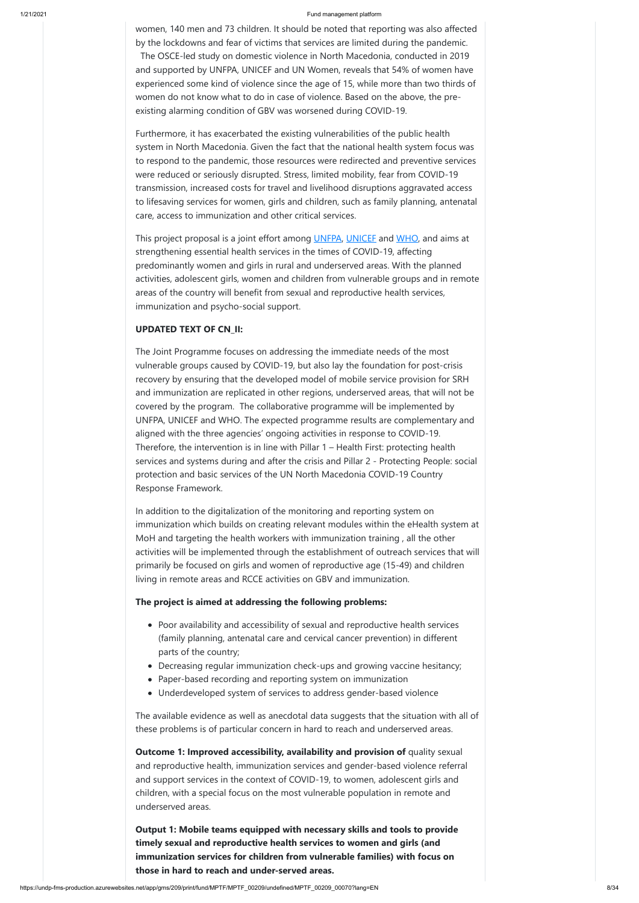women, 140 men and 73 children. It should be noted that reporting was also affected by the lockdowns and fear of victims that services are limited during the pandemic. The OSCE-led study on domestic violence in North Macedonia, conducted in 2019 and supported by UNFPA, UNICEF and UN Women, reveals that 54% of women have experienced some kind of violence since the age of 15, while more than two thirds of women do not know what to do in case of violence. Based on the above, the pre-existing alarming condition of GBV was worsened during COVID-19.

Furthermore, it has exacerbated the existing vulnerabilities of the public health system in North Macedonia. Given the fact that the national health system focus was to respond to the pandemic, those resources were redirected and preventive services were reduced or seriously disrupted. Stress, limited mobility, fear from COVID-19 transmission, increased costs for travel and livelihood disruptions aggravated access to lifesaving services for women, girls and children, such as family planning, antenatal care, access to immunization and other critical services.

This project proposal is a joint effort among UNFPA, UNICEF and WHO, and aims at strengthening essential health services in the times of COVID-19, affecting predominantly women and girls in rural and underserved areas. With the planned activities, adolescent girls, women and children from vulnerable groups and in remote areas of the country will benefit from sexual and reproductive health services, immunization and psycho-social support.

**UPDATED TEXT OF CN_II:**

The Joint Programme focuses on addressing the immediate needs of the most vulnerable groups caused by COVID-19, but also lay the foundation for post-crisis recovery by ensuring that the developed model of mobile service provision for SRH and immunization are replicated in other regions, underserved areas, that will not be covered by the program. The collaborative programme will be implemented by UNFPA, UNICEF and WHO. The expected programme results are complementary and aligned with the three agencies' ongoing activities in response to COVID-19. Therefore, the intervention is in line with Pillar 1 – Health First: protecting health services and systems during and after the crisis and Pillar 2 - Protecting People: social protection and basic services of the UN North Macedonia COVID-19 Country Response Framework.

In addition to the digitalization of the monitoring and reporting system on immunization which builds on creating relevant modules within the eHealth system at MoH and targeting the health workers with immunization training , all the other activities will be implemented through the establishment of outreach services that will primarily be focused on girls and women of reproductive age (15-49) and children living in remote areas and RCCE activities on GBV and immunization.

**The project is aimed at addressing the following problems:**

- Poor availability and accessibility of sexual and reproductive health services (family planning, antenatal care and cervical cancer prevention) in different parts of the country;
- Decreasing regular immunization check-ups and growing vaccine hesitancy;
- Paper-based recording and reporting system on immunization
- Underdeveloped system of services to address gender-based violence

The available evidence as well as anecdotal data suggests that the situation with all of these problems is of particular concern in hard to reach and underserved areas.

**Outcome 1: Improved accessibility, availability and provision of** quality sexual and reproductive health, immunization services and gender-based violence referral and support services in the context of COVID-19, to women, adolescent girls and children, with a special focus on the most vulnerable population in remote and underserved areas.

**Output 1: Mobile teams equipped with necessary skills and tools to provide timely sexual and reproductive health services to women and girls (and immunization services for children from vulnerable families) with focus on those in hard to reach and under-served areas.**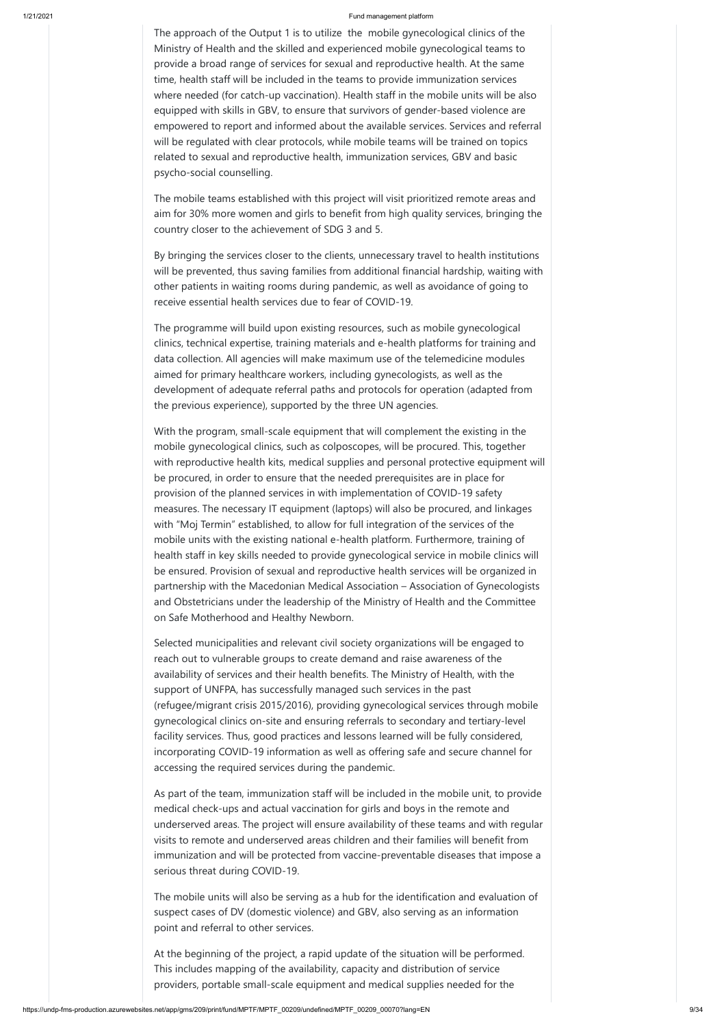The approach of the Output 1 is to utilize the mobile gynecological clinics of the Ministry of Health and the skilled and experienced mobile gynecological teams to provide a broad range of services for sexual and reproductive health. At the same time, health staff will be included in the teams to provide immunization services where needed (for catch-up vaccination). Health staff in the mobile units will be also equipped with skills in GBV, to ensure that survivors of gender-based violence are empowered to report and informed about the available services. Services and referral will be regulated with clear protocols, while mobile teams will be trained on topics related to sexual and reproductive health, immunization services, GBV and basic psycho-social counselling.

The mobile teams established with this project will visit prioritized remote areas and aim for 30% more women and girls to benefit from high quality services, bringing the country closer to the achievement of SDG 3 and 5.

By bringing the services closer to the clients, unnecessary travel to health institutions will be prevented, thus saving families from additional financial hardship, waiting with other patients in waiting rooms during pandemic, as well as avoidance of going to receive essential health services due to fear of COVID-19.

The programme will build upon existing resources, such as mobile gynecological clinics, technical expertise, training materials and e-health platforms for training and data collection. All agencies will make maximum use of the telemedicine modules aimed for primary healthcare workers, including gynecologists, as well as the development of adequate referral paths and protocols for operation (adapted from the previous experience), supported by the three UN agencies.

With the program, small-scale equipment that will complement the existing in the mobile gynecological clinics, such as colposcopes, will be procured. This, together with reproductive health kits, medical supplies and personal protective equipment will be procured, in order to ensure that the needed prerequisites are in place for provision of the planned services in with implementation of COVID-19 safety measures. The necessary IT equipment (laptops) will also be procured, and linkages with "Moj Termin" established, to allow for full integration of the services of the mobile units with the existing national e-health platform. Furthermore, training of health staff in key skills needed to provide gynecological service in mobile clinics will be ensured. Provision of sexual and reproductive health services will be organized in partnership with the Macedonian Medical Association – Association of Gynecologists and Obstetricians under the leadership of the Ministry of Health and the Committee on Safe Motherhood and Healthy Newborn.

Selected municipalities and relevant civil society organizations will be engaged to reach out to vulnerable groups to create demand and raise awareness of the availability of services and their health benefits. The Ministry of Health, with the support of UNFPA, has successfully managed such services in the past (refugee/migrant crisis 2015/2016), providing gynecological services through mobile gynecological clinics on-site and ensuring referrals to secondary and tertiary-level facility services. Thus, good practices and lessons learned will be fully considered, incorporating COVID-19 information as well as offering safe and secure channel for accessing the required services during the pandemic.

As part of the team, immunization staff will be included in the mobile unit, to provide medical check-ups and actual vaccination for girls and boys in the remote and underserved areas. The project will ensure availability of these teams and with regular visits to remote and underserved areas children and their families will benefit from immunization and will be protected from vaccine-preventable diseases that impose a serious threat during COVID-19.

The mobile units will also be serving as a hub for the identification and evaluation of suspect cases of DV (domestic violence) and GBV, also serving as an information point and referral to other services.

At the beginning of the project, a rapid update of the situation will be performed. This includes mapping of the availability, capacity and distribution of service providers, portable small-scale equipment and medical supplies needed for the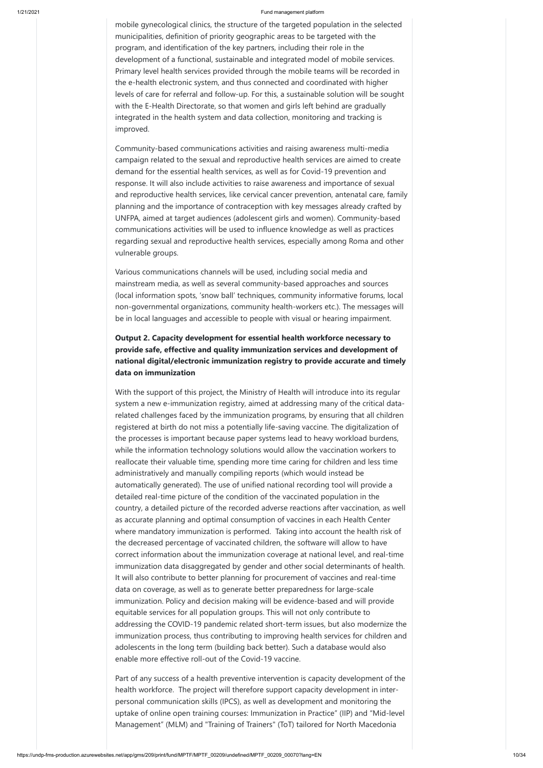mobile gynecological clinics, the structure of the targeted population in the selected municipalities, definition of priority geographic areas to be targeted with the program, and identification of the key partners, including their role in the development of a functional, sustainable and integrated model of mobile services. Primary level health services provided through the mobile teams will be recorded in the e-health electronic system, and thus connected and coordinated with higher levels of care for referral and follow-up. For this, a sustainable solution will be sought with the E-Health Directorate, so that women and girls left behind are gradually integrated in the health system and data collection, monitoring and tracking is improved.

Community-based communications activities and raising awareness multi-media campaign related to the sexual and reproductive health services are aimed to create demand for the essential health services, as well as for Covid-19 prevention and response. It will also include activities to raise awareness and importance of sexual and reproductive health services, like cervical cancer prevention, antenatal care, family planning and the importance of contraception with key messages already crafted by UNFPA, aimed at target audiences (adolescent girls and women). Community-based communications activities will be used to influence knowledge as well as practices regarding sexual and reproductive health services, especially among Roma and other vulnerable groups.

Various communications channels will be used, including social media and mainstream media, as well as several community-based approaches and sources (local information spots, 'snow ball' techniques, community informative forums, local non-governmental organizations, community health-workers etc.). The messages will be in local languages and accessible to people with visual or hearing impairment.

**Output 2. Capacity development for essential health workforce necessary to provide safe, effective and quality immunization services and development of national digital/electronic immunization registry to provide accurate and timely data on immunization**

With the support of this project, the Ministry of Health will introduce into its regular system a new e-immunization registry, aimed at addressing many of the critical data-related challenges faced by the immunization programs, by ensuring that all children registered at birth do not miss a potentially life-saving vaccine. The digitalization of the processes is important because paper systems lead to heavy workload burdens, while the information technology solutions would allow the vaccination workers to reallocate their valuable time, spending more time caring for children and less time administratively and manually compiling reports (which would instead be automatically generated). The use of unified national recording tool will provide a detailed real-time picture of the condition of the vaccinated population in the country, a detailed picture of the recorded adverse reactions after vaccination, as well as accurate planning and optimal consumption of vaccines in each Health Center where mandatory immunization is performed. Taking into account the health risk of the decreased percentage of vaccinated children, the software will allow to have correct information about the immunization coverage at national level, and real-time immunization data disaggregated by gender and other social determinants of health. It will also contribute to better planning for procurement of vaccines and real-time data on coverage, as well as to generate better preparedness for large-scale immunization. Policy and decision making will be evidence-based and will provide equitable services for all population groups. This will not only contribute to addressing the COVID-19 pandemic related short-term issues, but also modernize the immunization process, thus contributing to improving health services for children and adolescents in the long term (building back better). Such a database would also enable more effective roll-out of the Covid-19 vaccine.

Part of any success of a health preventive intervention is capacity development of the health workforce. The project will therefore support capacity development in inter-personal communication skills (IPCS), as well as development and monitoring the uptake of online open training courses: Immunization in Practice" (IIP) and "Mid-level Management" (MLM) and "Training of Trainers" (ToT) tailored for North Macedonia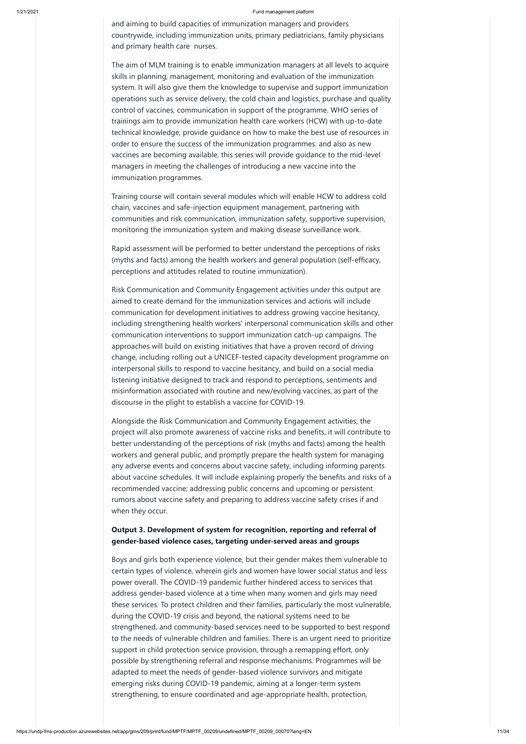and aiming to build capacities of immunization managers and providers countrywide, including immunization units, primary pediatricians, family physicians and primary health care nurses.

The aim of MLM training is to enable immunization managers at all levels to acquire skills in planning, management, monitoring and evaluation of the immunization system. It will also give them the knowledge to supervise and support immunization operations such as service delivery, the cold chain and logistics, purchase and quality control of vaccines, communication in support of the programme. WHO series of trainings aim to provide immunization health care workers (HCW) with up-to-date technical knowledge, provide guidance on how to make the best use of resources in order to ensure the success of the immunization programmes. and also as new vaccines are becoming available, this series will provide guidance to the mid-level managers in meeting the challenges of introducing a new vaccine into the immunization programmes.

Training course will contain several modules which will enable HCW to address cold chain, vaccines and safe-injection equipment management, partnering with communities and risk communication, immunization safety, supportive supervision, monitoring the immunization system and making disease surveillance work.

Rapid assessment will be performed to better understand the perceptions of risks (myths and facts) among the health workers and general population (self-efficacy, perceptions and attitudes related to routine immunization).

Risk Communication and Community Engagement activities under this output are aimed to create demand for the immunization services and actions will include communication for development initiatives to address growing vaccine hesitancy, including strengthening health workers' interpersonal communication skills and other communication interventions to support immunization catch-up campaigns. The approaches will build on existing initiatives that have a proven record of driving change, including rolling out a UNICEF-tested capacity development programme on interpersonal skills to respond to vaccine hesitancy, and build on a social media listening initiative designed to track and respond to perceptions, sentiments and misinformation associated with routine and new/evolving vaccines, as part of the discourse in the plight to establish a vaccine for COVID-19.

Alongside the Risk Communication and Community Engagement activities, the project will also promote awareness of vaccine risks and benefits, it will contribute to better understanding of the perceptions of risk (myths and facts) among the health workers and general public, and promptly prepare the health system for managing any adverse events and concerns about vaccine safety, including informing parents about vaccine schedules. It will include explaining properly the benefits and risks of a recommended vaccine; addressing public concerns and upcoming or persistent rumors about vaccine safety and preparing to address vaccine safety crises if and when they occur.

**Output 3. Development of system for recognition, reporting and referral of gender-based violence cases, targeting under-served areas and groups**

Boys and girls both experience violence, but their gender makes them vulnerable to certain types of violence, wherein girls and women have lower social status and less power overall. The COVID-19 pandemic further hindered access to services that address gender-based violence at a time when many women and girls may need these services. To protect children and their families, particularly the most vulnerable, during the COVID-19 crisis and beyond, the national systems need to be strengthened, and community-based services need to be supported to best respond to the needs of vulnerable children and families. There is an urgent need to prioritize support in child protection service provision, through a remapping effort, only possible by strengthening referral and response mechanisms. Programmes will be adapted to meet the needs of gender-based violence survivors and mitigate emerging risks during COVID-19 pandemic, aiming at a longer-term system strengthening, to ensure coordinated and age-appropriate health, protection,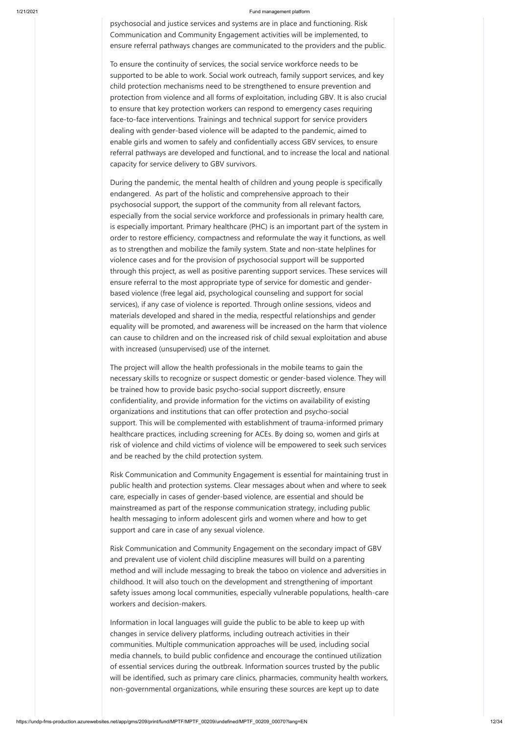psychosocial and justice services and systems are in place and functioning. Risk Communication and Community Engagement activities will be implemented, to ensure referral pathways changes are communicated to the providers and the public.

To ensure the continuity of services, the social service workforce needs to be supported to be able to work. Social work outreach, family support services, and key child protection mechanisms need to be strengthened to ensure prevention and protection from violence and all forms of exploitation, including GBV. It is also crucial to ensure that key protection workers can respond to emergency cases requiring face-to-face interventions. Trainings and technical support for service providers dealing with gender-based violence will be adapted to the pandemic, aimed to enable girls and women to safely and confidentially access GBV services, to ensure referral pathways are developed and functional, and to increase the local and national capacity for service delivery to GBV survivors.

During the pandemic, the mental health of children and young people is specifically endangered. As part of the holistic and comprehensive approach to their psychosocial support, the support of the community from all relevant factors, especially from the social service workforce and professionals in primary health care, is especially important. Primary healthcare (PHC) is an important part of the system in order to restore efficiency, compactness and reformulate the way it functions, as well as to strengthen and mobilize the family system. State and non-state helplines for violence cases and for the provision of psychosocial support will be supported through this project, as well as positive parenting support services. These services will ensure referral to the most appropriate type of service for domestic and gender-based violence (free legal aid, psychological counseling and support for social services), if any case of violence is reported. Through online sessions, videos and materials developed and shared in the media, respectful relationships and gender equality will be promoted, and awareness will be increased on the harm that violence can cause to children and on the increased risk of child sexual exploitation and abuse with increased (unsupervised) use of the internet.

The project will allow the health professionals in the mobile teams to gain the necessary skills to recognize or suspect domestic or gender-based violence. They will be trained how to provide basic psycho-social support discreetly, ensure confidentiality, and provide information for the victims on availability of existing organizations and institutions that can offer protection and psycho-social support. This will be complemented with establishment of trauma-informed primary healthcare practices, including screening for ACEs. By doing so, women and girls at risk of violence and child victims of violence will be empowered to seek such services and be reached by the child protection system.

Risk Communication and Community Engagement is essential for maintaining trust in public health and protection systems. Clear messages about when and where to seek care, especially in cases of gender-based violence, are essential and should be mainstreamed as part of the response communication strategy, including public health messaging to inform adolescent girls and women where and how to get support and care in case of any sexual violence.

Risk Communication and Community Engagement on the secondary impact of GBV and prevalent use of violent child discipline measures will build on a parenting method and will include messaging to break the taboo on violence and adversities in childhood. It will also touch on the development and strengthening of important safety issues among local communities, especially vulnerable populations, health-care workers and decision-makers.

Information in local languages will guide the public to be able to keep up with changes in service delivery platforms, including outreach activities in their communities. Multiple communication approaches will be used, including social media channels, to build public confidence and encourage the continued utilization of essential services during the outbreak. Information sources trusted by the public will be identified, such as primary care clinics, pharmacies, community health workers, non-governmental organizations, while ensuring these sources are kept up to date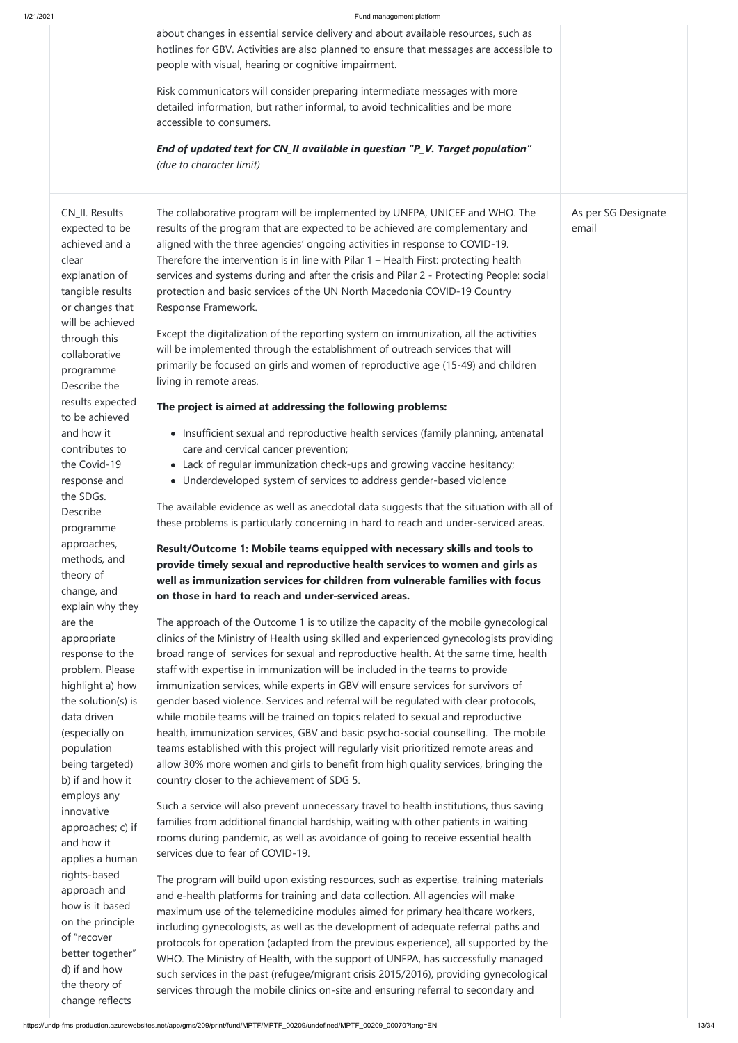| | | |
|---|---|---|
| | about changes in essential service delivery and about available resources, such as hotlines for GBV. Activities are also planned to ensure that messages are accessible to people with visual, hearing or cognitive impairment.<br><br>Risk communicators will consider preparing intermediate messages with more detailed information, but rather informal, to avoid technicalities and be more accessible to consumers.<br><br>***End of updated text for CN_II available in question "P_V. Target population"*** *(due to character limit)* | |
| CN_II. Results expected to be achieved and a clear explanation of tangible results or changes that will be achieved through this collaborative programme Describe the results expected to be achieved and how it contributes to the Covid-19 response and the SDGs. Describe programme approaches, methods, and theory of change, and explain why they are the appropriate response to the problem. Please highlight a) how the solution(s) is data driven (especially on population being targeted) b) if and how it employs any innovative approaches; c) if and how it applies a human rights-based approach and how is it based on the principle of "recover better together" d) if and how the theory of change reflects | The collaborative program will be implemented by UNFPA, UNICEF and WHO. The results of the program that are expected to be achieved are complementary and aligned with the three agencies' ongoing activities in response to COVID-19. Therefore the intervention is in line with Pilar 1 – Health First: protecting health services and systems during and after the crisis and Pilar 2 - Protecting People: social protection and basic services of the UN North Macedonia COVID-19 Country Response Framework.<br><br>Except the digitalization of the reporting system on immunization, all the activities will be implemented through the establishment of outreach services that will primarily be focused on girls and women of reproductive age (15-49) and children living in remote areas.<br><br>**The project is aimed at addressing the following problems:**<br><br>• Insufficient sexual and reproductive health services (family planning, antenatal care and cervical cancer prevention;<br>• Lack of regular immunization check-ups and growing vaccine hesitancy;<br>• Underdeveloped system of services to address gender-based violence<br><br>The available evidence as well as anecdotal data suggests that the situation with all of these problems is particularly concerning in hard to reach and under-serviced areas.<br><br>**Result/Outcome 1: Mobile teams equipped with necessary skills and tools to provide timely sexual and reproductive health services to women and girls as well as immunization services for children from vulnerable families with focus on those in hard to reach and under-serviced areas.**<br><br>The approach of the Outcome 1 is to utilize the capacity of the mobile gynecological clinics of the Ministry of Health using skilled and experienced gynecologists providing broad range of services for sexual and reproductive health. At the same time, health staff with expertise in immunization will be included in the teams to provide immunization services, while experts in GBV will ensure services for survivors of gender based violence. Services and referral will be regulated with clear protocols, while mobile teams will be trained on topics related to sexual and reproductive health, immunization services, GBV and basic psycho-social counselling. The mobile teams established with this project will regularly visit prioritized remote areas and allow 30% more women and girls to benefit from high quality services, bringing the country closer to the achievement of SDG 5.<br><br>Such a service will also prevent unnecessary travel to health institutions, thus saving families from additional financial hardship, waiting with other patients in waiting rooms during pandemic, as well as avoidance of going to receive essential health services due to fear of COVID-19.<br><br>The program will build upon existing resources, such as expertise, training materials and e-health platforms for training and data collection. All agencies will make maximum use of the telemedicine modules aimed for primary healthcare workers, including gynecologists, as well as the development of adequate referral paths and protocols for operation (adapted from the previous experience), all supported by the WHO. The Ministry of Health, with the support of UNFPA, has successfully managed such services in the past (refugee/migrant crisis 2015/2016), providing gynecological services through the mobile clinics on-site and ensuring referral to secondary and | As per SG Designate email |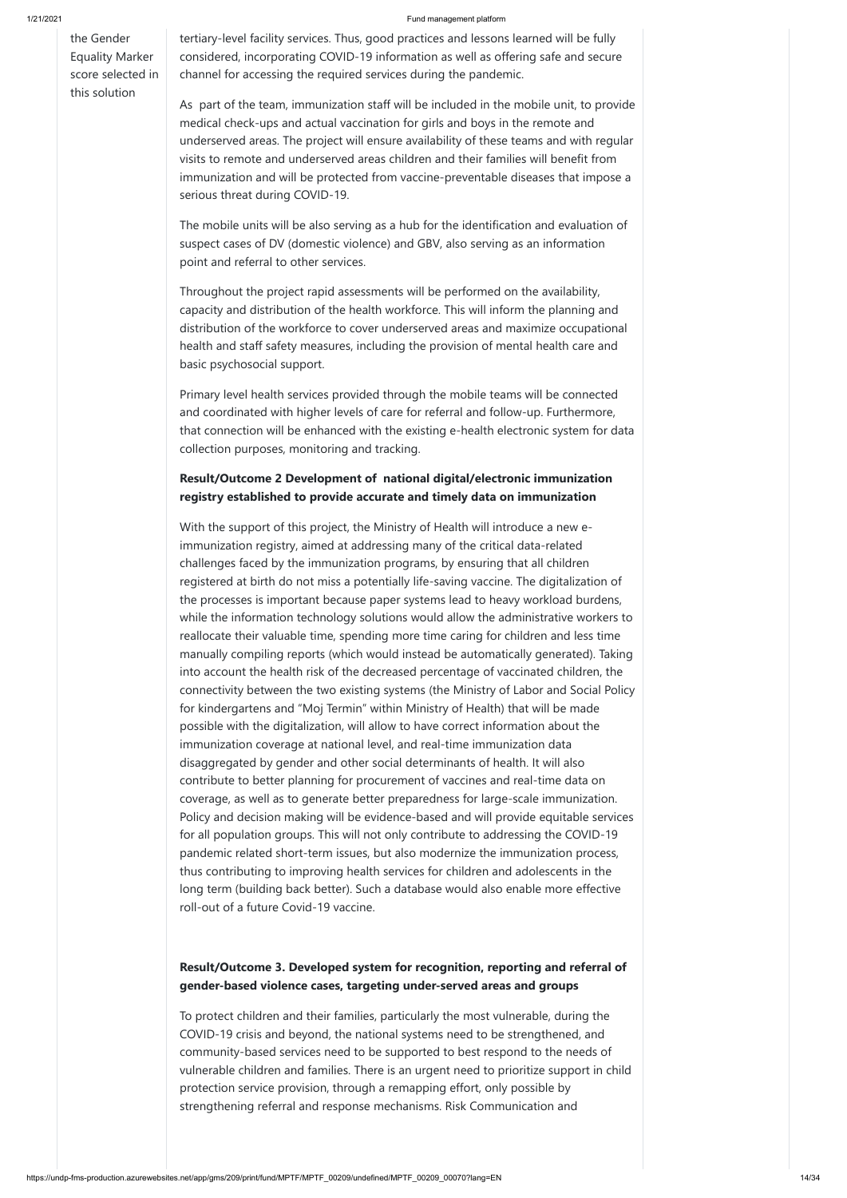the Gender Equality Marker score selected in this solution

tertiary-level facility services. Thus, good practices and lessons learned will be fully considered, incorporating COVID-19 information as well as offering safe and secure channel for accessing the required services during the pandemic.

As part of the team, immunization staff will be included in the mobile unit, to provide medical check-ups and actual vaccination for girls and boys in the remote and underserved areas. The project will ensure availability of these teams and with regular visits to remote and underserved areas children and their families will benefit from immunization and will be protected from vaccine-preventable diseases that impose a serious threat during COVID-19.

The mobile units will be also serving as a hub for the identification and evaluation of suspect cases of DV (domestic violence) and GBV, also serving as an information point and referral to other services.

Throughout the project rapid assessments will be performed on the availability, capacity and distribution of the health workforce. This will inform the planning and distribution of the workforce to cover underserved areas and maximize occupational health and staff safety measures, including the provision of mental health care and basic psychosocial support.

Primary level health services provided through the mobile teams will be connected and coordinated with higher levels of care for referral and follow-up. Furthermore, that connection will be enhanced with the existing e-health electronic system for data collection purposes, monitoring and tracking.

**Result/Outcome 2 Development of national digital/electronic immunization registry established to provide accurate and timely data on immunization**

With the support of this project, the Ministry of Health will introduce a new e-immunization registry, aimed at addressing many of the critical data-related challenges faced by the immunization programs, by ensuring that all children registered at birth do not miss a potentially life-saving vaccine. The digitalization of the processes is important because paper systems lead to heavy workload burdens, while the information technology solutions would allow the administrative workers to reallocate their valuable time, spending more time caring for children and less time manually compiling reports (which would instead be automatically generated). Taking into account the health risk of the decreased percentage of vaccinated children, the connectivity between the two existing systems (the Ministry of Labor and Social Policy for kindergartens and "Moj Termin" within Ministry of Health) that will be made possible with the digitalization, will allow to have correct information about the immunization coverage at national level, and real-time immunization data disaggregated by gender and other social determinants of health. It will also contribute to better planning for procurement of vaccines and real-time data on coverage, as well as to generate better preparedness for large-scale immunization. Policy and decision making will be evidence-based and will provide equitable services for all population groups. This will not only contribute to addressing the COVID-19 pandemic related short-term issues, but also modernize the immunization process, thus contributing to improving health services for children and adolescents in the long term (building back better). Such a database would also enable more effective roll-out of a future Covid-19 vaccine.

**Result/Outcome 3. Developed system for recognition, reporting and referral of gender-based violence cases, targeting under-served areas and groups**

To protect children and their families, particularly the most vulnerable, during the COVID-19 crisis and beyond, the national systems need to be strengthened, and community-based services need to be supported to best respond to the needs of vulnerable children and families. There is an urgent need to prioritize support in child protection service provision, through a remapping effort, only possible by strengthening referral and response mechanisms. Risk Communication and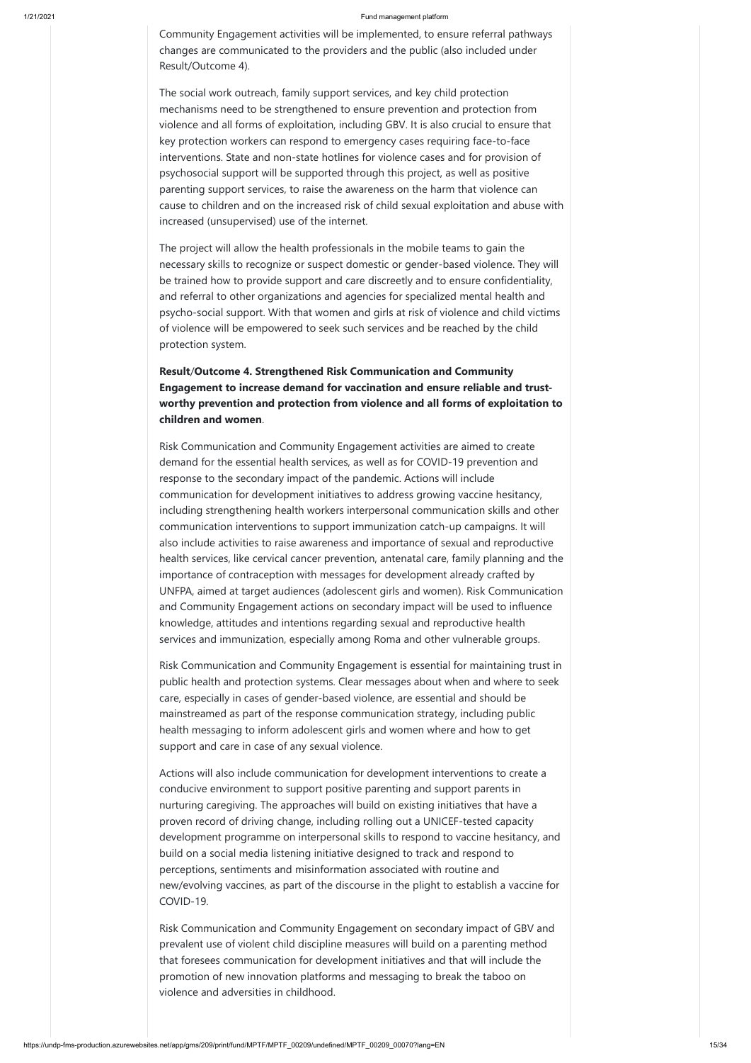Community Engagement activities will be implemented, to ensure referral pathways changes are communicated to the providers and the public (also included under Result/Outcome 4).

The social work outreach, family support services, and key child protection mechanisms need to be strengthened to ensure prevention and protection from violence and all forms of exploitation, including GBV. It is also crucial to ensure that key protection workers can respond to emergency cases requiring face-to-face interventions. State and non-state hotlines for violence cases and for provision of psychosocial support will be supported through this project, as well as positive parenting support services, to raise the awareness on the harm that violence can cause to children and on the increased risk of child sexual exploitation and abuse with increased (unsupervised) use of the internet.

The project will allow the health professionals in the mobile teams to gain the necessary skills to recognize or suspect domestic or gender-based violence. They will be trained how to provide support and care discreetly and to ensure confidentiality, and referral to other organizations and agencies for specialized mental health and psycho-social support. With that women and girls at risk of violence and child victims of violence will be empowered to seek such services and be reached by the child protection system.

**Result/Outcome 4. Strengthened Risk Communication and Community Engagement to increase demand for vaccination and ensure reliable and trust-worthy prevention and protection from violence and all forms of exploitation to children and women**.

Risk Communication and Community Engagement activities are aimed to create demand for the essential health services, as well as for COVID-19 prevention and response to the secondary impact of the pandemic. Actions will include communication for development initiatives to address growing vaccine hesitancy, including strengthening health workers interpersonal communication skills and other communication interventions to support immunization catch-up campaigns. It will also include activities to raise awareness and importance of sexual and reproductive health services, like cervical cancer prevention, antenatal care, family planning and the importance of contraception with messages for development already crafted by UNFPA, aimed at target audiences (adolescent girls and women). Risk Communication and Community Engagement actions on secondary impact will be used to influence knowledge, attitudes and intentions regarding sexual and reproductive health services and immunization, especially among Roma and other vulnerable groups.

Risk Communication and Community Engagement is essential for maintaining trust in public health and protection systems. Clear messages about when and where to seek care, especially in cases of gender-based violence, are essential and should be mainstreamed as part of the response communication strategy, including public health messaging to inform adolescent girls and women where and how to get support and care in case of any sexual violence.

Actions will also include communication for development interventions to create a conducive environment to support positive parenting and support parents in nurturing caregiving. The approaches will build on existing initiatives that have a proven record of driving change, including rolling out a UNICEF-tested capacity development programme on interpersonal skills to respond to vaccine hesitancy, and build on a social media listening initiative designed to track and respond to perceptions, sentiments and misinformation associated with routine and new/evolving vaccines, as part of the discourse in the plight to establish a vaccine for COVID-19.

Risk Communication and Community Engagement on secondary impact of GBV and prevalent use of violent child discipline measures will build on a parenting method that foresees communication for development initiatives and that will include the promotion of new innovation platforms and messaging to break the taboo on violence and adversities in childhood.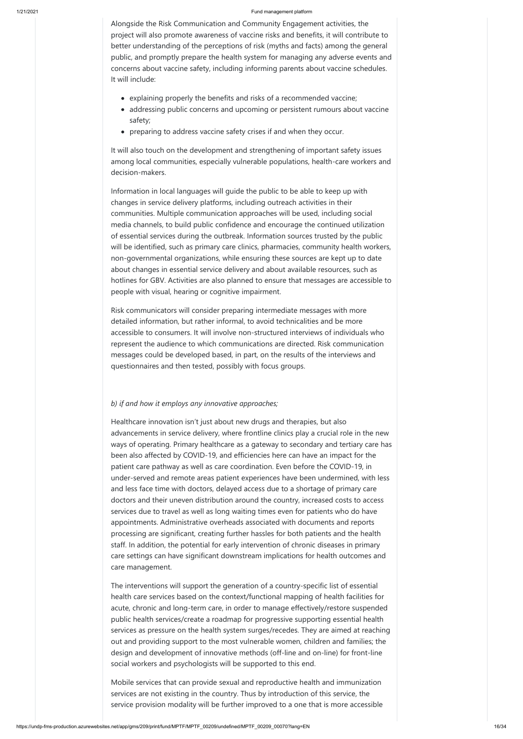Alongside the Risk Communication and Community Engagement activities, the project will also promote awareness of vaccine risks and benefits, it will contribute to better understanding of the perceptions of risk (myths and facts) among the general public, and promptly prepare the health system for managing any adverse events and concerns about vaccine safety, including informing parents about vaccine schedules. It will include:

- explaining properly the benefits and risks of a recommended vaccine;
- addressing public concerns and upcoming or persistent rumours about vaccine safety;
- preparing to address vaccine safety crises if and when they occur.

It will also touch on the development and strengthening of important safety issues among local communities, especially vulnerable populations, health-care workers and decision-makers.

Information in local languages will guide the public to be able to keep up with changes in service delivery platforms, including outreach activities in their communities. Multiple communication approaches will be used, including social media channels, to build public confidence and encourage the continued utilization of essential services during the outbreak. Information sources trusted by the public will be identified, such as primary care clinics, pharmacies, community health workers, non-governmental organizations, while ensuring these sources are kept up to date about changes in essential service delivery and about available resources, such as hotlines for GBV. Activities are also planned to ensure that messages are accessible to people with visual, hearing or cognitive impairment.

Risk communicators will consider preparing intermediate messages with more detailed information, but rather informal, to avoid technicalities and be more accessible to consumers. It will involve non-structured interviews of individuals who represent the audience to which communications are directed. Risk communication messages could be developed based, in part, on the results of the interviews and questionnaires and then tested, possibly with focus groups.

*b) if and how it employs any innovative approaches;*

Healthcare innovation isn't just about new drugs and therapies, but also advancements in service delivery, where frontline clinics play a crucial role in the new ways of operating. Primary healthcare as a gateway to secondary and tertiary care has been also affected by COVID-19, and efficiencies here can have an impact for the patient care pathway as well as care coordination. Even before the COVID-19, in under-served and remote areas patient experiences have been undermined, with less and less face time with doctors, delayed access due to a shortage of primary care doctors and their uneven distribution around the country, increased costs to access services due to travel as well as long waiting times even for patients who do have appointments. Administrative overheads associated with documents and reports processing are significant, creating further hassles for both patients and the health staff. In addition, the potential for early intervention of chronic diseases in primary care settings can have significant downstream implications for health outcomes and care management.

The interventions will support the generation of a country-specific list of essential health care services based on the context/functional mapping of health facilities for acute, chronic and long-term care, in order to manage effectively/restore suspended public health services/create a roadmap for progressive supporting essential health services as pressure on the health system surges/recedes. They are aimed at reaching out and providing support to the most vulnerable women, children and families; the design and development of innovative methods (off-line and on-line) for front-line social workers and psychologists will be supported to this end.

Mobile services that can provide sexual and reproductive health and immunization services are not existing in the country. Thus by introduction of this service, the service provision modality will be further improved to a one that is more accessible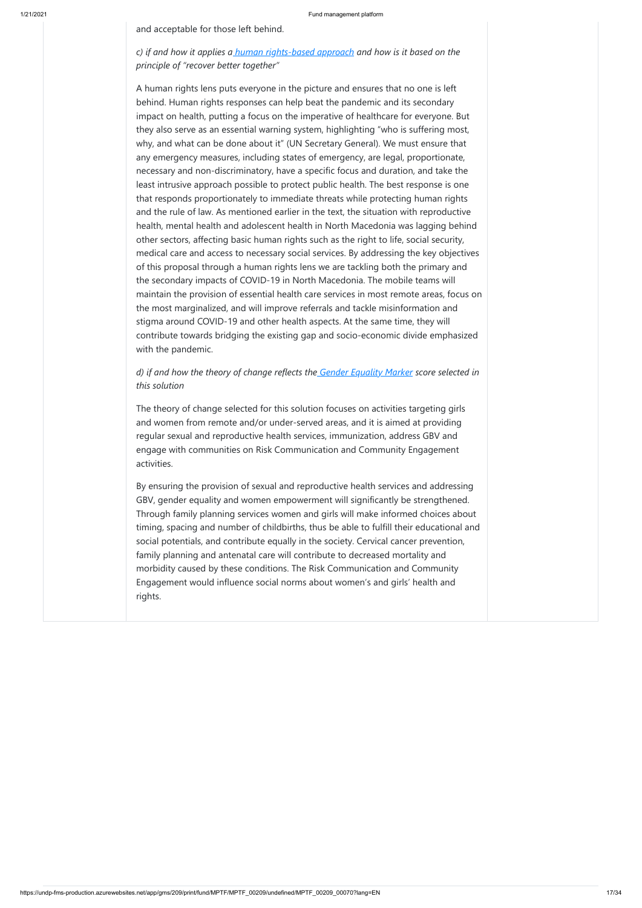and acceptable for those left behind.

*c) if and how it applies a human rights-based approach and how is it based on the principle of "recover better together"*

A human rights lens puts everyone in the picture and ensures that no one is left behind. Human rights responses can help beat the pandemic and its secondary impact on health, putting a focus on the imperative of healthcare for everyone. But they also serve as an essential warning system, highlighting "who is suffering most, why, and what can be done about it" (UN Secretary General). We must ensure that any emergency measures, including states of emergency, are legal, proportionate, necessary and non-discriminatory, have a specific focus and duration, and take the least intrusive approach possible to protect public health. The best response is one that responds proportionately to immediate threats while protecting human rights and the rule of law. As mentioned earlier in the text, the situation with reproductive health, mental health and adolescent health in North Macedonia was lagging behind other sectors, affecting basic human rights such as the right to life, social security, medical care and access to necessary social services. By addressing the key objectives of this proposal through a human rights lens we are tackling both the primary and the secondary impacts of COVID-19 in North Macedonia. The mobile teams will maintain the provision of essential health care services in most remote areas, focus on the most marginalized, and will improve referrals and tackle misinformation and stigma around COVID-19 and other health aspects. At the same time, they will contribute towards bridging the existing gap and socio-economic divide emphasized with the pandemic.

*d) if and how the theory of change reflects the Gender Equality Marker score selected in this solution*

The theory of change selected for this solution focuses on activities targeting girls and women from remote and/or under-served areas, and it is aimed at providing regular sexual and reproductive health services, immunization, address GBV and engage with communities on Risk Communication and Community Engagement activities.

By ensuring the provision of sexual and reproductive health services and addressing GBV, gender equality and women empowerment will significantly be strengthened. Through family planning services women and girls will make informed choices about timing, spacing and number of childbirths, thus be able to fulfill their educational and social potentials, and contribute equally in the society. Cervical cancer prevention, family planning and antenatal care will contribute to decreased mortality and morbidity caused by these conditions. The Risk Communication and Community Engagement would influence social norms about women's and girls' health and rights.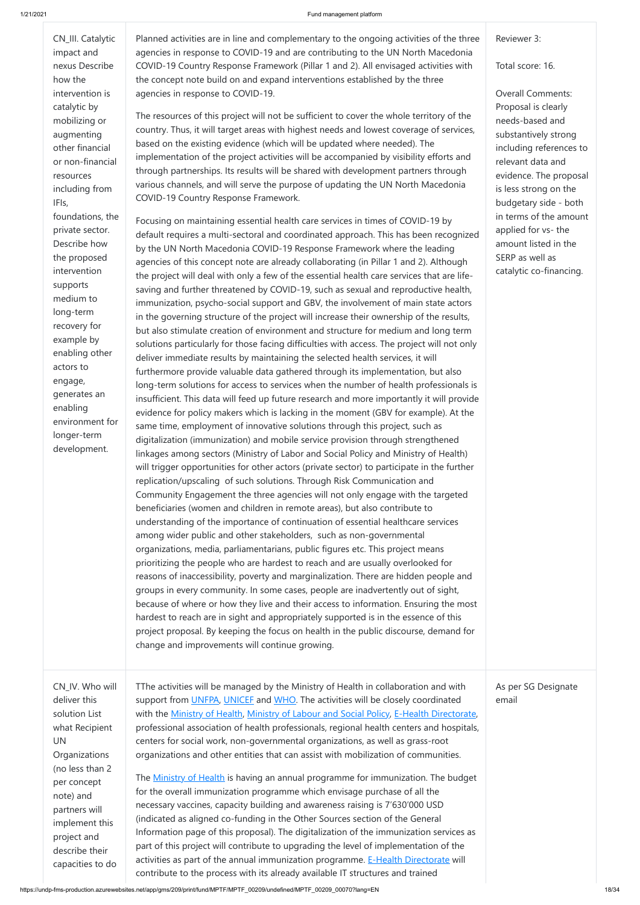| | | |
|---|---|---|
| CN_III. Catalytic impact and nexus Describe how the intervention is catalytic by mobilizing or augmenting other financial or non-financial resources including from IFIs, foundations, the private sector. Describe how the proposed intervention supports medium to long-term recovery for example by enabling other actors to engage, generates an enabling environment for longer-term development. | Planned activities are in line and complementary to the ongoing activities of the three agencies in response to COVID-19 and are contributing to the UN North Macedonia COVID-19 Country Response Framework (Pillar 1 and 2). All envisaged activities with the concept note build on and expand interventions established by the three agencies in response to COVID-19.<br><br>The resources of this project will not be sufficient to cover the whole territory of the country. Thus, it will target areas with highest needs and lowest coverage of services, based on the existing evidence (which will be updated where needed). The implementation of the project activities will be accompanied by visibility efforts and through partnerships. Its results will be shared with development partners through various channels, and will serve the purpose of updating the UN North Macedonia COVID-19 Country Response Framework.<br><br>Focusing on maintaining essential health care services in times of COVID-19 by default requires a multi-sectoral and coordinated approach. This has been recognized by the UN North Macedonia COVID-19 Response Framework where the leading agencies of this concept note are already collaborating (in Pillar 1 and 2). Although the project will deal with only a few of the essential health care services that are life-saving and further threatened by COVID-19, such as sexual and reproductive health, immunization, psycho-social support and GBV, the involvement of main state actors in the governing structure of the project will increase their ownership of the results, but also stimulate creation of environment and structure for medium and long term solutions particularly for those facing difficulties with access. The project will not only deliver immediate results by maintaining the selected health services, it will furthermore provide valuable data gathered through its implementation, but also long-term solutions for access to services when the number of health professionals is insufficient. This data will feed up future research and more importantly it will provide evidence for policy makers which is lacking in the moment (GBV for example). At the same time, employment of innovative solutions through this project, such as digitalization (immunization) and mobile service provision through strengthened linkages among sectors (Ministry of Labor and Social Policy and Ministry of Health) will trigger opportunities for other actors (private sector) to participate in the further replication/upscaling of such solutions. Through Risk Communication and Community Engagement the three agencies will not only engage with the targeted beneficiaries (women and children in remote areas), but also contribute to understanding of the importance of continuation of essential healthcare services among wider public and other stakeholders, such as non-governmental organizations, media, parliamentarians, public figures etc. This project means prioritizing the people who are hardest to reach and are usually overlooked for reasons of inaccessibility, poverty and marginalization. There are hidden people and groups in every community. In some cases, people are inadvertently out of sight, because of where or how they live and their access to information. Ensuring the most hardest to reach are in sight and appropriately supported is in the essence of this project proposal. By keeping the focus on health in the public discourse, demand for change and improvements will continue growing. | Reviewer 3:<br><br>Total score: 16.<br><br>Overall Comments: Proposal is clearly needs-based and substantively strong including references to relevant data and evidence. The proposal is less strong on the budgetary side - both in terms of the amount applied for vs- the amount listed in the SERP as well as catalytic co-financing. |
| CN_IV. Who will deliver this solution List what Recipient UN Organizations (no less than 2 per concept note) and partners will implement this project and describe their capacities to do | TThe activities will be managed by the Ministry of Health in collaboration and with support from UNFPA, UNICEF and WHO. The activities will be closely coordinated with the Ministry of Health, Ministry of Labour and Social Policy, E-Health Directorate, professional association of health professionals, regional health centers and hospitals, centers for social work, non-governmental organizations, as well as grass-root organizations and other entities that can assist with mobilization of communities.<br><br>The Ministry of Health is having an annual programme for immunization. The budget for the overall immunization programme which envisage purchase of all the necessary vaccines, capacity building and awareness raising is 7'630'000 USD (indicated as aligned co-funding in the Other Sources section of the General Information page of this proposal). The digitalization of the immunization services as part of this project will contribute to upgrading the level of implementation of the activities as part of the annual immunization programme. E-Health Directorate will contribute to the process with its already available IT structures and trained | As per SG Designate email |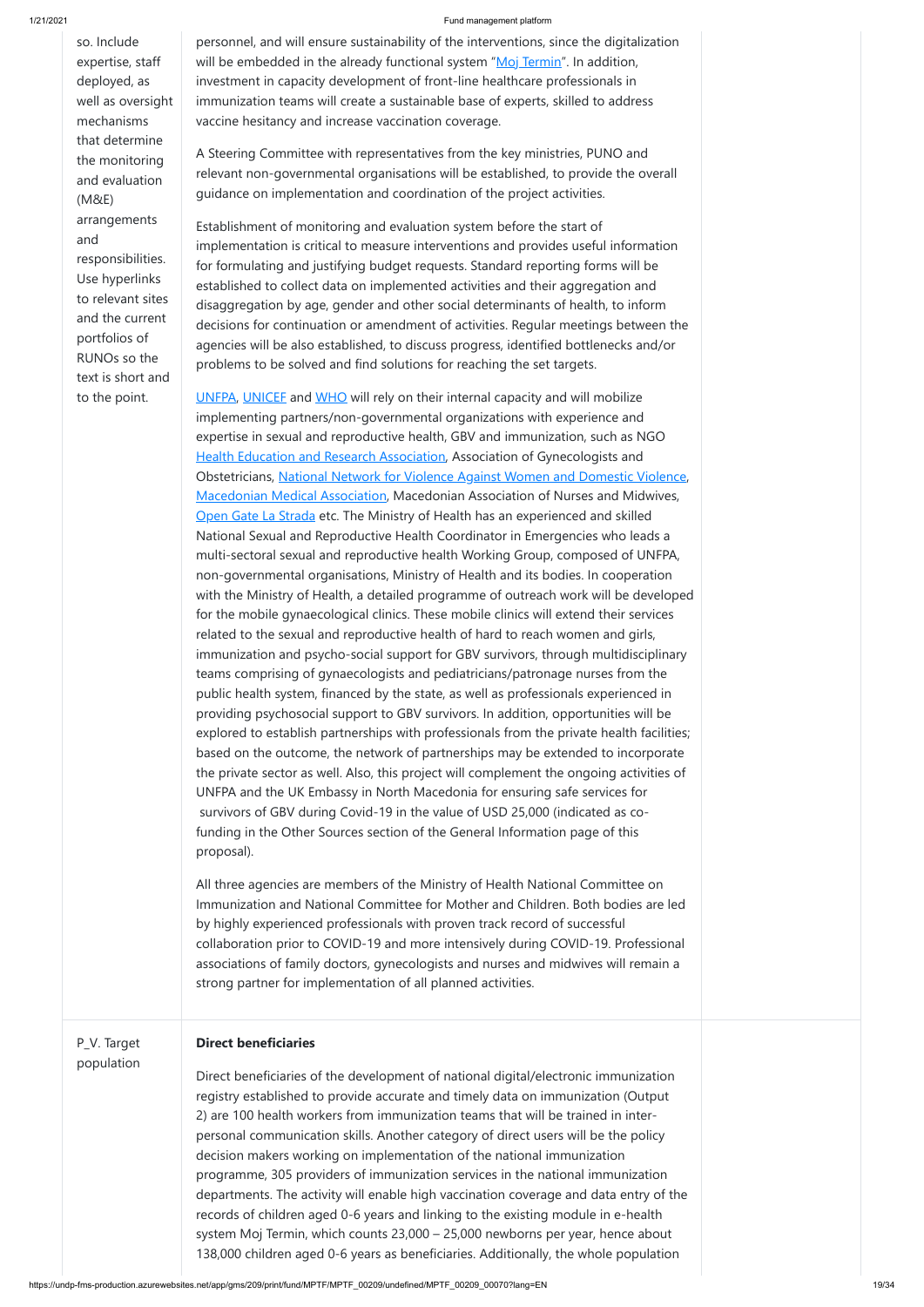| | | |
|---|---|---|
| so. Include expertise, staff deployed, as well as oversight mechanisms that determine the monitoring and evaluation (M&E) arrangements and responsibilities. Use hyperlinks to relevant sites and the current portfolios of RUNOs so the text is short and to the point. | personnel, and will ensure sustainability of the interventions, since the digitalization will be embedded in the already functional system "Moj Termin". In addition, investment in capacity development of front-line healthcare professionals in immunization teams will create a sustainable base of experts, skilled to address vaccine hesitancy and increase vaccination coverage.<br><br>A Steering Committee with representatives from the key ministries, PUNO and relevant non-governmental organisations will be established, to provide the overall guidance on implementation and coordination of the project activities.<br><br>Establishment of monitoring and evaluation system before the start of implementation is critical to measure interventions and provides useful information for formulating and justifying budget requests. Standard reporting forms will be established to collect data on implemented activities and their aggregation and disaggregation by age, gender and other social determinants of health, to inform decisions for continuation or amendment of activities. Regular meetings between the agencies will be also established, to discuss progress, identified bottlenecks and/or problems to be solved and find solutions for reaching the set targets.<br><br>UNFPA, UNICEF and WHO will rely on their internal capacity and will mobilize implementing partners/non-governmental organizations with experience and expertise in sexual and reproductive health, GBV and immunization, such as NGO Health Education and Research Association, Association of Gynecologists and Obstetricians, National Network for Violence Against Women and Domestic Violence, Macedonian Medical Association, Macedonian Association of Nurses and Midwives, Open Gate La Strada etc. The Ministry of Health has an experienced and skilled National Sexual and Reproductive Health Coordinator in Emergencies who leads a multi-sectoral sexual and reproductive health Working Group, composed of UNFPA, non-governmental organisations, Ministry of Health and its bodies. In cooperation with the Ministry of Health, a detailed programme of outreach work will be developed for the mobile gynaecological clinics. These mobile clinics will extend their services related to the sexual and reproductive health of hard to reach women and girls, immunization and psycho-social support for GBV survivors, through multidisciplinary teams comprising of gynaecologists and pediatricians/patronage nurses from the public health system, financed by the state, as well as professionals experienced in providing psychosocial support to GBV survivors. In addition, opportunities will be explored to establish partnerships with professionals from the private health facilities; based on the outcome, the network of partnerships may be extended to incorporate the private sector as well. Also, this project will complement the ongoing activities of UNFPA and the UK Embassy in North Macedonia for ensuring safe services for survivors of GBV during Covid-19 in the value of USD 25,000 (indicated as co-funding in the Other Sources section of the General Information page of this proposal).<br><br>All three agencies are members of the Ministry of Health National Committee on Immunization and National Committee for Mother and Children. Both bodies are led by highly experienced professionals with proven track record of successful collaboration prior to COVID-19 and more intensively during COVID-19. Professional associations of family doctors, gynecologists and nurses and midwives will remain a strong partner for implementation of all planned activities. | |
| P_V. Target population | **Direct beneficiaries**<br><br>Direct beneficiaries of the development of national digital/electronic immunization registry established to provide accurate and timely data on immunization (Output 2) are 100 health workers from immunization teams that will be trained in inter-personal communication skills. Another category of direct users will be the policy decision makers working on implementation of the national immunization programme, 305 providers of immunization services in the national immunization departments. The activity will enable high vaccination coverage and data entry of the records of children aged 0-6 years and linking to the existing module in e-health system Moj Termin, which counts 23,000 – 25,000 newborns per year, hence about 138,000 children aged 0-6 years as beneficiaries. Additionally, the whole population | |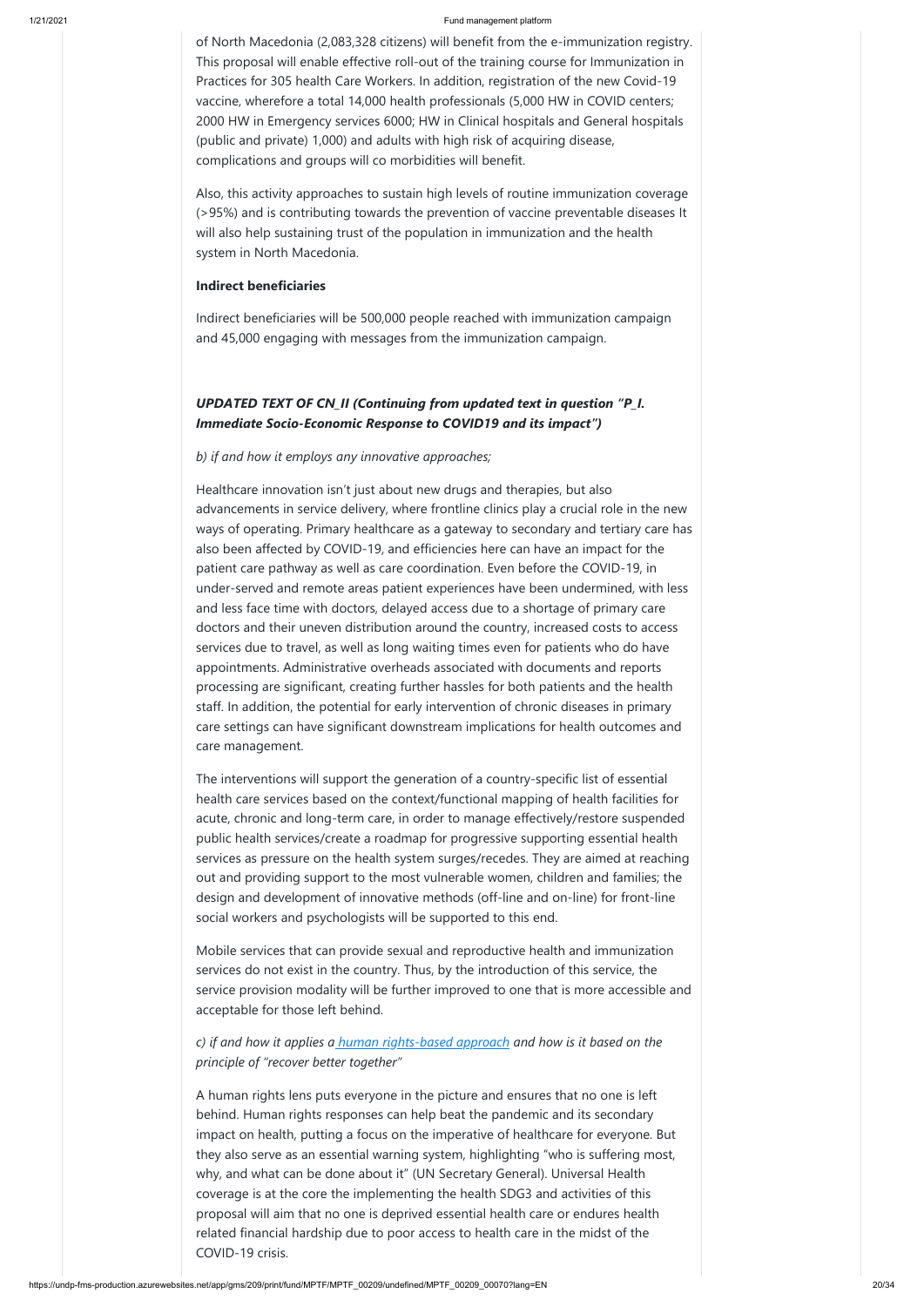of North Macedonia (2,083,328 citizens) will benefit from the e-immunization registry. This proposal will enable effective roll-out of the training course for Immunization in Practices for 305 health Care Workers. In addition, registration of the new Covid-19 vaccine, wherefore a total 14,000 health professionals (5,000 HW in COVID centers; 2000 HW in Emergency services 6000; HW in Clinical hospitals and General hospitals (public and private) 1,000) and adults with high risk of acquiring disease, complications and groups will co morbidities will benefit.

Also, this activity approaches to sustain high levels of routine immunization coverage (>95%) and is contributing towards the prevention of vaccine preventable diseases It will also help sustaining trust of the population in immunization and the health system in North Macedonia.

**Indirect beneficiaries**

Indirect beneficiaries will be 500,000 people reached with immunization campaign and 45,000 engaging with messages from the immunization campaign.

***UPDATED TEXT OF CN_II (Continuing from updated text in question "P_I. Immediate Socio-Economic Response to COVID19 and its impact")***

*b) if and how it employs any innovative approaches;*

Healthcare innovation isn't just about new drugs and therapies, but also advancements in service delivery, where frontline clinics play a crucial role in the new ways of operating. Primary healthcare as a gateway to secondary and tertiary care has also been affected by COVID-19, and efficiencies here can have an impact for the patient care pathway as well as care coordination. Even before the COVID-19, in under-served and remote areas patient experiences have been undermined, with less and less face time with doctors, delayed access due to a shortage of primary care doctors and their uneven distribution around the country, increased costs to access services due to travel, as well as long waiting times even for patients who do have appointments. Administrative overheads associated with documents and reports processing are significant, creating further hassles for both patients and the health staff. In addition, the potential for early intervention of chronic diseases in primary care settings can have significant downstream implications for health outcomes and care management.

The interventions will support the generation of a country-specific list of essential health care services based on the context/functional mapping of health facilities for acute, chronic and long-term care, in order to manage effectively/restore suspended public health services/create a roadmap for progressive supporting essential health services as pressure on the health system surges/recedes. They are aimed at reaching out and providing support to the most vulnerable women, children and families; the design and development of innovative methods (off-line and on-line) for front-line social workers and psychologists will be supported to this end.

Mobile services that can provide sexual and reproductive health and immunization services do not exist in the country. Thus, by the introduction of this service, the service provision modality will be further improved to one that is more accessible and acceptable for those left behind.

*c) if and how it applies a human rights-based approach and how is it based on the principle of "recover better together"*

A human rights lens puts everyone in the picture and ensures that no one is left behind. Human rights responses can help beat the pandemic and its secondary impact on health, putting a focus on the imperative of healthcare for everyone. But they also serve as an essential warning system, highlighting "who is suffering most, why, and what can be done about it" (UN Secretary General). Universal Health coverage is at the core the implementing the health SDG3 and activities of this proposal will aim that no one is deprived essential health care or endures health related financial hardship due to poor access to health care in the midst of the COVID-19 crisis.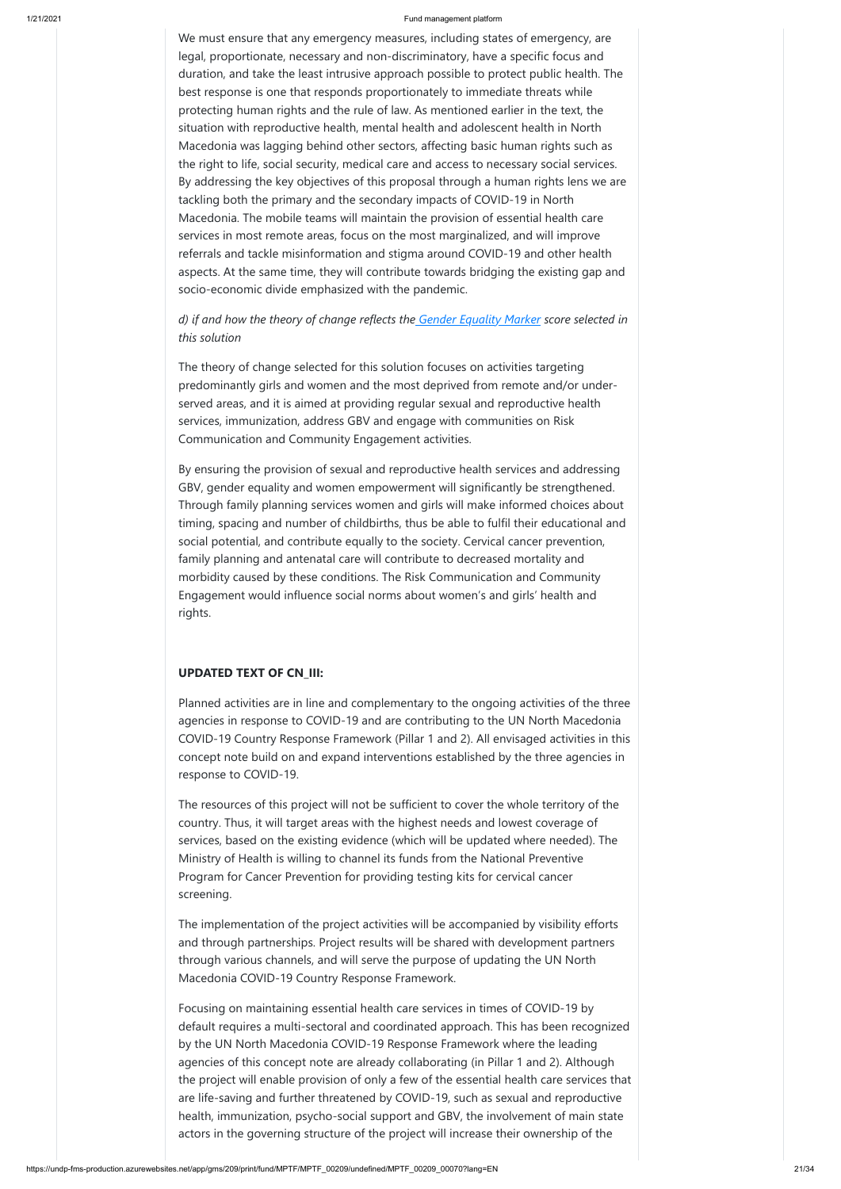We must ensure that any emergency measures, including states of emergency, are legal, proportionate, necessary and non-discriminatory, have a specific focus and duration, and take the least intrusive approach possible to protect public health. The best response is one that responds proportionately to immediate threats while protecting human rights and the rule of law. As mentioned earlier in the text, the situation with reproductive health, mental health and adolescent health in North Macedonia was lagging behind other sectors, affecting basic human rights such as the right to life, social security, medical care and access to necessary social services. By addressing the key objectives of this proposal through a human rights lens we are tackling both the primary and the secondary impacts of COVID-19 in North Macedonia. The mobile teams will maintain the provision of essential health care services in most remote areas, focus on the most marginalized, and will improve referrals and tackle misinformation and stigma around COVID-19 and other health aspects. At the same time, they will contribute towards bridging the existing gap and socio-economic divide emphasized with the pandemic.

*d) if and how the theory of change reflects the [Gender Equality Marker](#) score selected in this solution*

The theory of change selected for this solution focuses on activities targeting predominantly girls and women and the most deprived from remote and/or under-served areas, and it is aimed at providing regular sexual and reproductive health services, immunization, address GBV and engage with communities on Risk Communication and Community Engagement activities.

By ensuring the provision of sexual and reproductive health services and addressing GBV, gender equality and women empowerment will significantly be strengthened. Through family planning services women and girls will make informed choices about timing, spacing and number of childbirths, thus be able to fulfil their educational and social potential, and contribute equally to the society. Cervical cancer prevention, family planning and antenatal care will contribute to decreased mortality and morbidity caused by these conditions. The Risk Communication and Community Engagement would influence social norms about women's and girls' health and rights.

**UPDATED TEXT OF CN_III:**

Planned activities are in line and complementary to the ongoing activities of the three agencies in response to COVID-19 and are contributing to the UN North Macedonia COVID-19 Country Response Framework (Pillar 1 and 2). All envisaged activities in this concept note build on and expand interventions established by the three agencies in response to COVID-19.

The resources of this project will not be sufficient to cover the whole territory of the country. Thus, it will target areas with the highest needs and lowest coverage of services, based on the existing evidence (which will be updated where needed). The Ministry of Health is willing to channel its funds from the National Preventive Program for Cancer Prevention for providing testing kits for cervical cancer screening.

The implementation of the project activities will be accompanied by visibility efforts and through partnerships. Project results will be shared with development partners through various channels, and will serve the purpose of updating the UN North Macedonia COVID-19 Country Response Framework.

Focusing on maintaining essential health care services in times of COVID-19 by default requires a multi-sectoral and coordinated approach. This has been recognized by the UN North Macedonia COVID-19 Response Framework where the leading agencies of this concept note are already collaborating (in Pillar 1 and 2). Although the project will enable provision of only a few of the essential health care services that are life-saving and further threatened by COVID-19, such as sexual and reproductive health, immunization, psycho-social support and GBV, the involvement of main state actors in the governing structure of the project will increase their ownership of the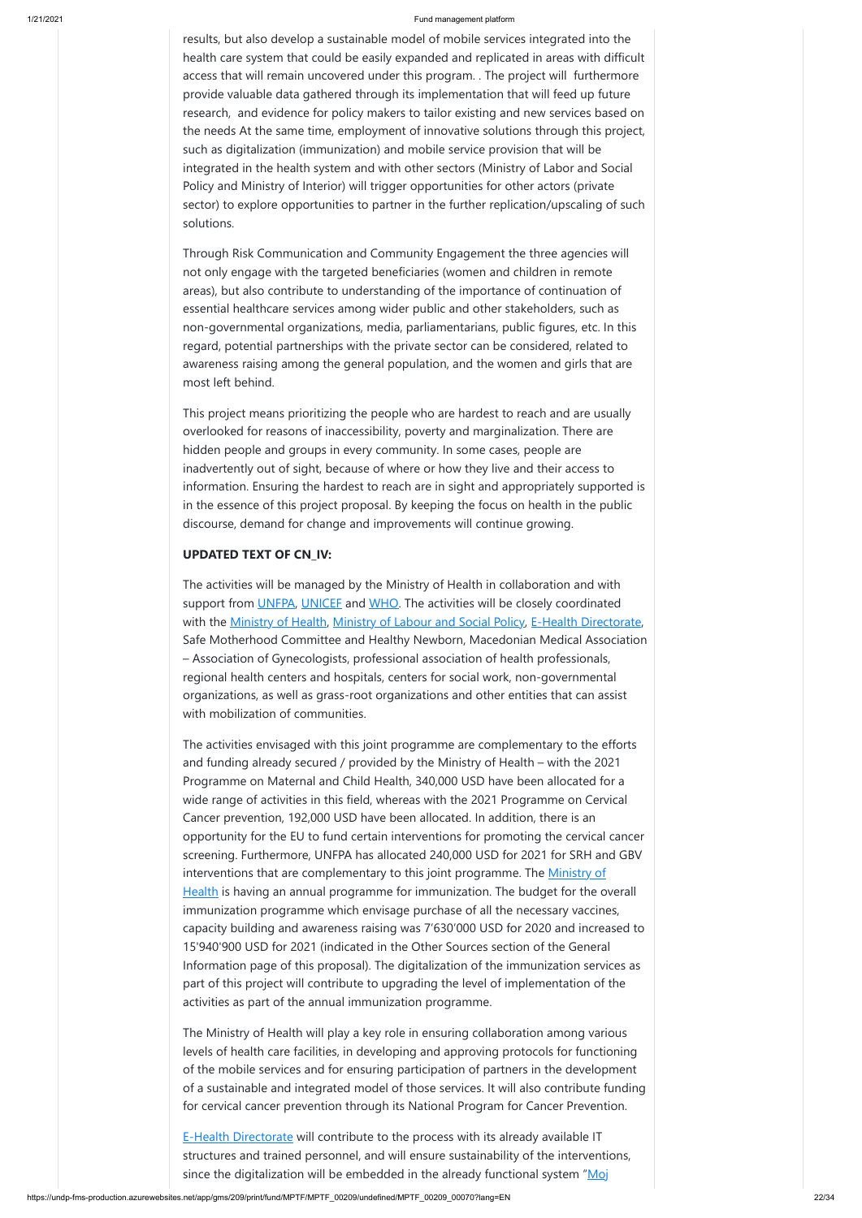results, but also develop a sustainable model of mobile services integrated into the health care system that could be easily expanded and replicated in areas with difficult access that will remain uncovered under this program. . The project will furthermore provide valuable data gathered through its implementation that will feed up future research, and evidence for policy makers to tailor existing and new services based on the needs At the same time, employment of innovative solutions through this project, such as digitalization (immunization) and mobile service provision that will be integrated in the health system and with other sectors (Ministry of Labor and Social Policy and Ministry of Interior) will trigger opportunities for other actors (private sector) to explore opportunities to partner in the further replication/upscaling of such solutions.

Through Risk Communication and Community Engagement the three agencies will not only engage with the targeted beneficiaries (women and children in remote areas), but also contribute to understanding of the importance of continuation of essential healthcare services among wider public and other stakeholders, such as non-governmental organizations, media, parliamentarians, public figures, etc. In this regard, potential partnerships with the private sector can be considered, related to awareness raising among the general population, and the women and girls that are most left behind.

This project means prioritizing the people who are hardest to reach and are usually overlooked for reasons of inaccessibility, poverty and marginalization. There are hidden people and groups in every community. In some cases, people are inadvertently out of sight, because of where or how they live and their access to information. Ensuring the hardest to reach are in sight and appropriately supported is in the essence of this project proposal. By keeping the focus on health in the public discourse, demand for change and improvements will continue growing.

**UPDATED TEXT OF CN_IV:**

The activities will be managed by the Ministry of Health in collaboration and with support from UNFPA, UNICEF and WHO. The activities will be closely coordinated with the Ministry of Health, Ministry of Labour and Social Policy, E-Health Directorate, Safe Motherhood Committee and Healthy Newborn, Macedonian Medical Association – Association of Gynecologists, professional association of health professionals, regional health centers and hospitals, centers for social work, non-governmental organizations, as well as grass-root organizations and other entities that can assist with mobilization of communities.

The activities envisaged with this joint programme are complementary to the efforts and funding already secured / provided by the Ministry of Health – with the 2021 Programme on Maternal and Child Health, 340,000 USD have been allocated for a wide range of activities in this field, whereas with the 2021 Programme on Cervical Cancer prevention, 192,000 USD have been allocated. In addition, there is an opportunity for the EU to fund certain interventions for promoting the cervical cancer screening. Furthermore, UNFPA has allocated 240,000 USD for 2021 for SRH and GBV interventions that are complementary to this joint programme. The Ministry of Health is having an annual programme for immunization. The budget for the overall immunization programme which envisage purchase of all the necessary vaccines, capacity building and awareness raising was 7'630'000 USD for 2020 and increased to 15'940'900 USD for 2021 (indicated in the Other Sources section of the General Information page of this proposal). The digitalization of the immunization services as part of this project will contribute to upgrading the level of implementation of the activities as part of the annual immunization programme.

The Ministry of Health will play a key role in ensuring collaboration among various levels of health care facilities, in developing and approving protocols for functioning of the mobile services and for ensuring participation of partners in the development of a sustainable and integrated model of those services. It will also contribute funding for cervical cancer prevention through its National Program for Cancer Prevention.

E-Health Directorate will contribute to the process with its already available IT structures and trained personnel, and will ensure sustainability of the interventions, since the digitalization will be embedded in the already functional system "Moj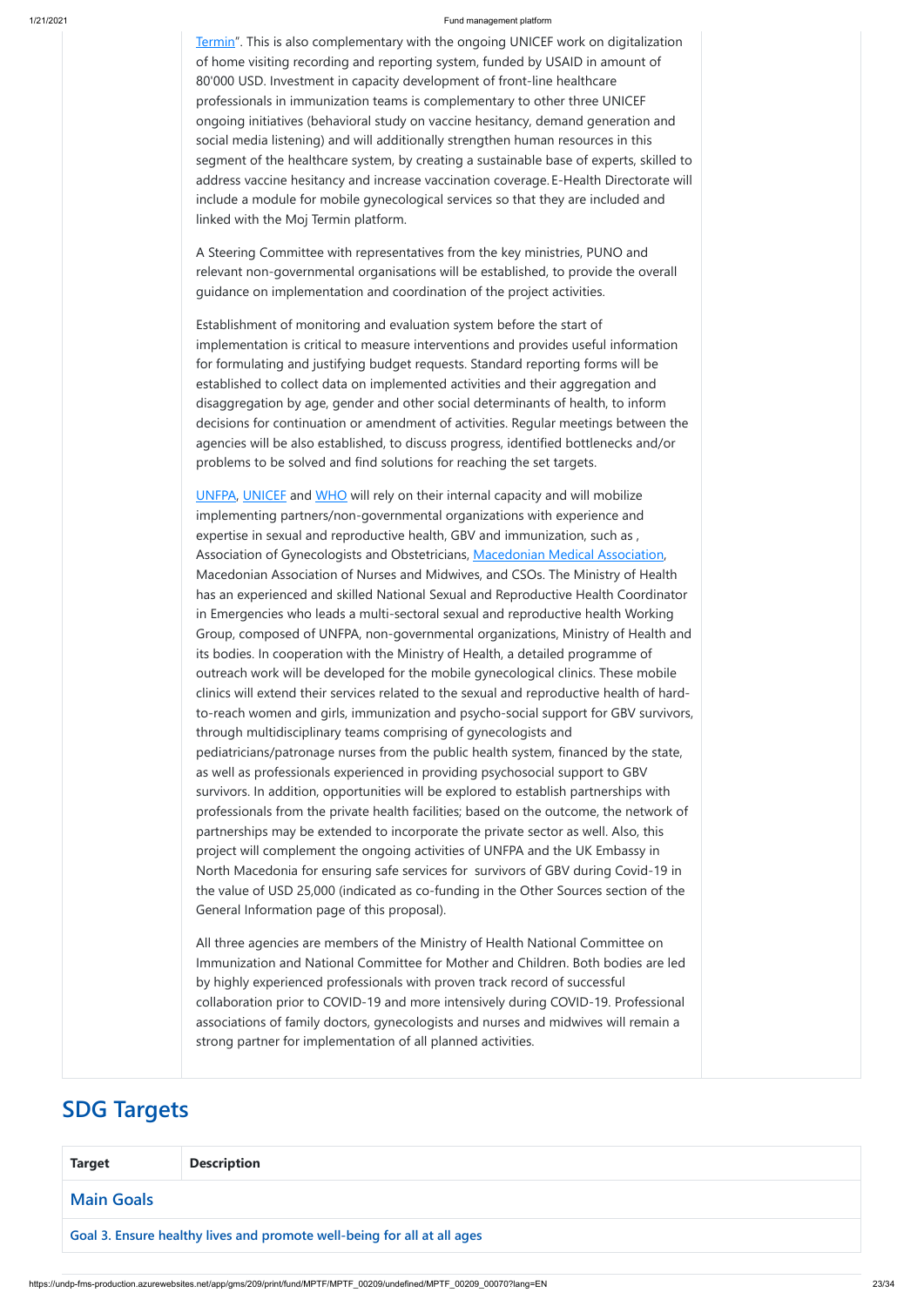Termin". This is also complementary with the ongoing UNICEF work on digitalization of home visiting recording and reporting system, funded by USAID in amount of 80'000 USD. Investment in capacity development of front-line healthcare professionals in immunization teams is complementary to other three UNICEF ongoing initiatives (behavioral study on vaccine hesitancy, demand generation and social media listening) and will additionally strengthen human resources in this segment of the healthcare system, by creating a sustainable base of experts, skilled to address vaccine hesitancy and increase vaccination coverage. E-Health Directorate will include a module for mobile gynecological services so that they are included and linked with the Moj Termin platform.

A Steering Committee with representatives from the key ministries, PUNO and relevant non-governmental organisations will be established, to provide the overall guidance on implementation and coordination of the project activities.

Establishment of monitoring and evaluation system before the start of implementation is critical to measure interventions and provides useful information for formulating and justifying budget requests. Standard reporting forms will be established to collect data on implemented activities and their aggregation and disaggregation by age, gender and other social determinants of health, to inform decisions for continuation or amendment of activities. Regular meetings between the agencies will be also established, to discuss progress, identified bottlenecks and/or problems to be solved and find solutions for reaching the set targets.

UNFPA, UNICEF and WHO will rely on their internal capacity and will mobilize implementing partners/non-governmental organizations with experience and expertise in sexual and reproductive health, GBV and immunization, such as , Association of Gynecologists and Obstetricians, Macedonian Medical Association, Macedonian Association of Nurses and Midwives, and CSOs. The Ministry of Health has an experienced and skilled National Sexual and Reproductive Health Coordinator in Emergencies who leads a multi-sectoral sexual and reproductive health Working Group, composed of UNFPA, non-governmental organizations, Ministry of Health and its bodies. In cooperation with the Ministry of Health, a detailed programme of outreach work will be developed for the mobile gynecological clinics. These mobile clinics will extend their services related to the sexual and reproductive health of hard-to-reach women and girls, immunization and psycho-social support for GBV survivors, through multidisciplinary teams comprising of gynecologists and pediatricians/patronage nurses from the public health system, financed by the state, as well as professionals experienced in providing psychosocial support to GBV survivors. In addition, opportunities will be explored to establish partnerships with professionals from the private health facilities; based on the outcome, the network of partnerships may be extended to incorporate the private sector as well. Also, this project will complement the ongoing activities of UNFPA and the UK Embassy in North Macedonia for ensuring safe services for survivors of GBV during Covid-19 in the value of USD 25,000 (indicated as co-funding in the Other Sources section of the General Information page of this proposal).

All three agencies are members of the Ministry of Health National Committee on Immunization and National Committee for Mother and Children. Both bodies are led by highly experienced professionals with proven track record of successful collaboration prior to COVID-19 and more intensively during COVID-19. Professional associations of family doctors, gynecologists and nurses and midwives will remain a strong partner for implementation of all planned activities.

## SDG Targets

| Target | Description |
|---|---|
| **Main Goals** | |
| **Goal 3. Ensure healthy lives and promote well-being for all at all ages** | |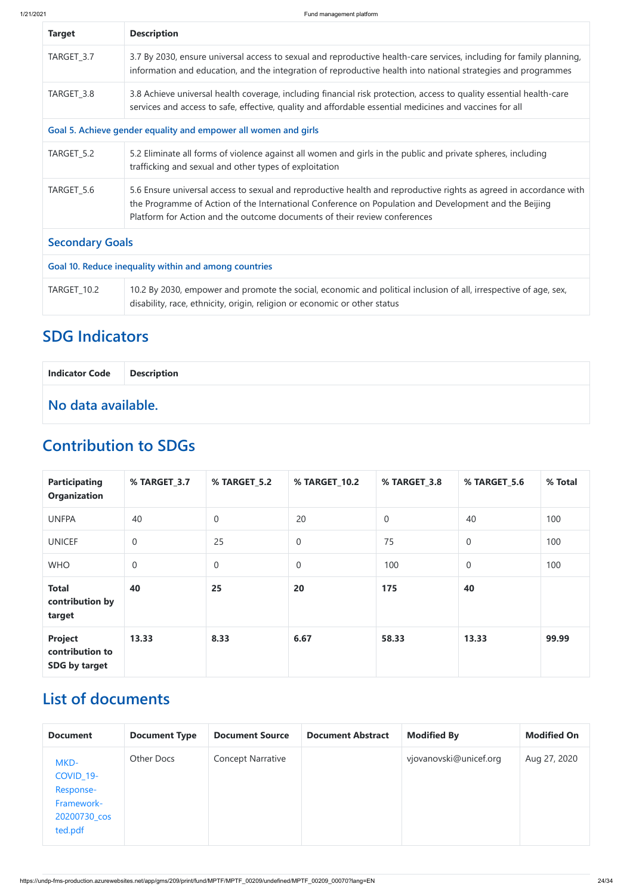| Target | Description |
| --- | --- |
| TARGET_3.7 | 3.7 By 2030, ensure universal access to sexual and reproductive health-care services, including for family planning, information and education, and the integration of reproductive health into national strategies and programmes |
| TARGET_3.8 | 3.8 Achieve universal health coverage, including financial risk protection, access to quality essential health-care services and access to safe, effective, quality and affordable essential medicines and vaccines for all |
| **Goal 5. Achieve gender equality and empower all women and girls** | |
| TARGET_5.2 | 5.2 Eliminate all forms of violence against all women and girls in the public and private spheres, including trafficking and sexual and other types of exploitation |
| TARGET_5.6 | 5.6 Ensure universal access to sexual and reproductive health and reproductive rights as agreed in accordance with the Programme of Action of the International Conference on Population and Development and the Beijing Platform for Action and the outcome documents of their review conferences |
| **Secondary Goals** | |
| **Goal 10. Reduce inequality within and among countries** | |
| TARGET_10.2 | 10.2 By 2030, empower and promote the social, economic and political inclusion of all, irrespective of age, sex, disability, race, ethnicity, origin, religion or economic or other status |

## SDG Indicators

| Indicator Code | Description |
| --- | --- |
| **No data available.** | |

## Contribution to SDGs

| Participating Organization | % TARGET_3.7 | % TARGET_5.2 | % TARGET_10.2 | % TARGET_3.8 | % TARGET_5.6 | % Total |
| --- | --- | --- | --- | --- | --- | --- |
| UNFPA | 40 | 0 | 20 | 0 | 40 | 100 |
| UNICEF | 0 | 25 | 0 | 75 | 0 | 100 |
| WHO | 0 | 0 | 0 | 100 | 0 | 100 |
| **Total contribution by target** | **40** | **25** | **20** | **175** | **40** | |
| **Project contribution to SDG by target** | **13.33** | **8.33** | **6.67** | **58.33** | **13.33** | **99.99** |

## List of documents

| Document | Document Type | Document Source | Document Abstract | Modified By | Modified On |
| --- | --- | --- | --- | --- | --- |
| MKD-COVID_19-Response-Framework-20200730_costed.pdf | Other Docs | Concept Narrative | | vjovanovski@unicef.org | Aug 27, 2020 |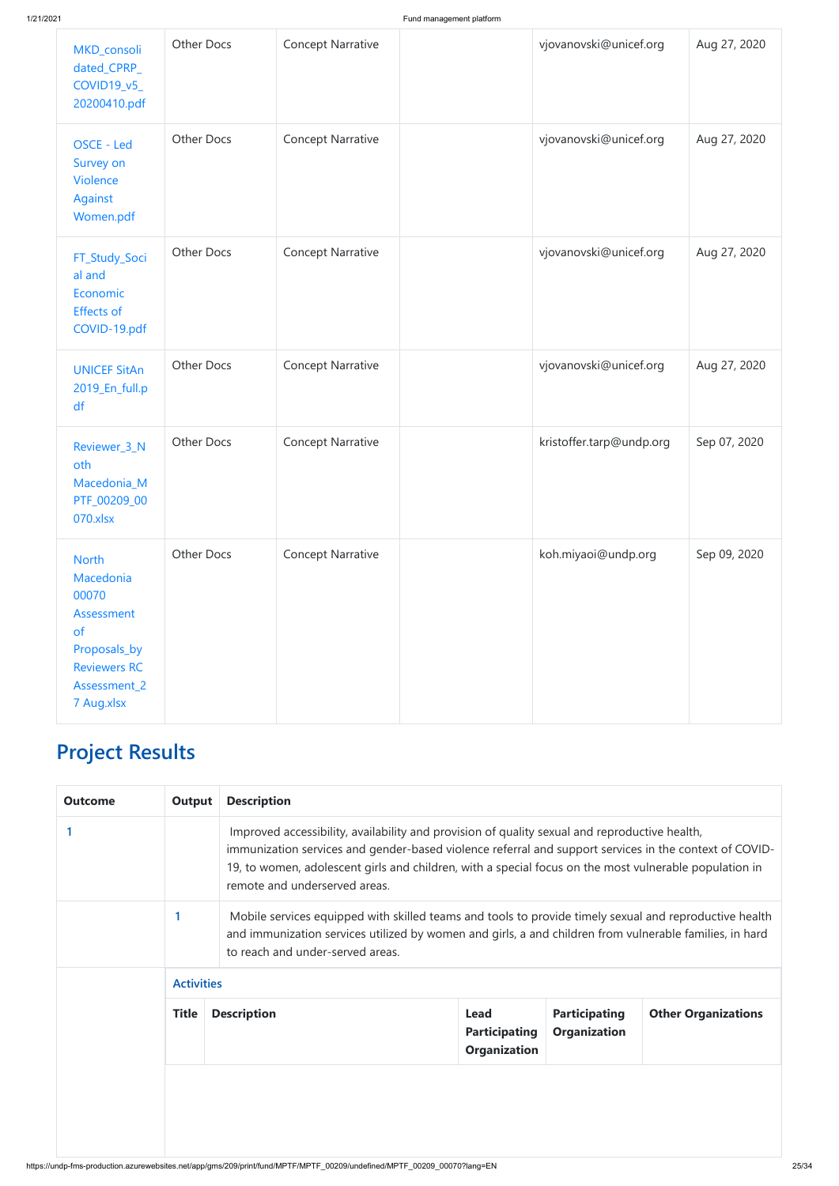| | | | | | |
|---|---|---|---|---|---|
| MKD_consolidated_CPRP_COVID19_v5_20200410.pdf | Other Docs | Concept Narrative | | vjovanovski@unicef.org | Aug 27, 2020 |
| OSCE - Led Survey on Violence Against Women.pdf | Other Docs | Concept Narrative | | vjovanovski@unicef.org | Aug 27, 2020 |
| FT_Study_Social and Economic Effects of COVID-19.pdf | Other Docs | Concept Narrative | | vjovanovski@unicef.org | Aug 27, 2020 |
| UNICEF SitAn 2019_En_full.pdf | Other Docs | Concept Narrative | | vjovanovski@unicef.org | Aug 27, 2020 |
| Reviewer_3_North Macedonia_MPTF_00209_00070.xlsx | Other Docs | Concept Narrative | | kristoffer.tarp@undp.org | Sep 07, 2020 |
| North Macedonia 00070 Assessment of Proposals_by Reviewers RC Assessment_27 Aug.xlsx | Other Docs | Concept Narrative | | koh.miyaoi@undp.org | Sep 09, 2020 |

## Project Results

| Outcome | Output | Description |
|---|---|---|
| 1 | | Improved accessibility, availability and provision of quality sexual and reproductive health, immunization services and gender-based violence referral and support services in the context of COVID-19, to women, adolescent girls and children, with a special focus on the most vulnerable population in remote and underserved areas. |
| | 1 | Mobile services equipped with skilled teams and tools to provide timely sexual and reproductive health and immunization services utilized by women and girls, a and children from vulnerable families, in hard to reach and under-served areas. |

**Activities**

| Title | Description | Lead Participating Organization | Participating Organization | Other Organizations |
|---|---|---|---|---|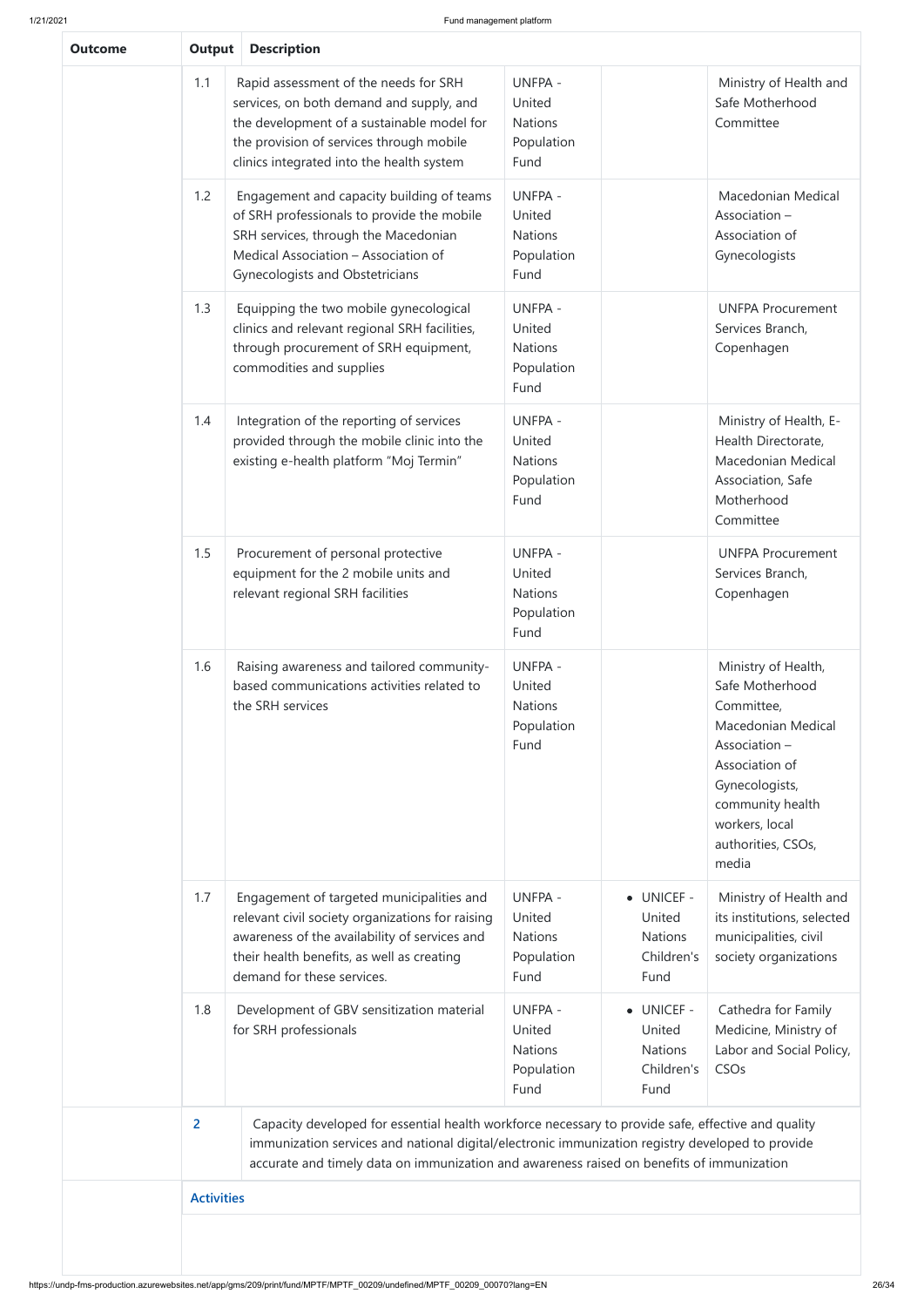| Outcome | Output | Description | | | |
|---|---|---|---|---|---|
| | 1.1 | Rapid assessment of the needs for SRH services, on both demand and supply, and the development of a sustainable model for the provision of services through mobile clinics integrated into the health system | UNFPA - United Nations Population Fund | | Ministry of Health and Safe Motherhood Committee |
| | 1.2 | Engagement and capacity building of teams of SRH professionals to provide the mobile SRH services, through the Macedonian Medical Association – Association of Gynecologists and Obstetricians | UNFPA - United Nations Population Fund | | Macedonian Medical Association – Association of Gynecologists |
| | 1.3 | Equipping the two mobile gynecological clinics and relevant regional SRH facilities, through procurement of SRH equipment, commodities and supplies | UNFPA - United Nations Population Fund | | UNFPA Procurement Services Branch, Copenhagen |
| | 1.4 | Integration of the reporting of services provided through the mobile clinic into the existing e-health platform "Moj Termin" | UNFPA - United Nations Population Fund | | Ministry of Health, E-Health Directorate, Macedonian Medical Association, Safe Motherhood Committee |
| | 1.5 | Procurement of personal protective equipment for the 2 mobile units and relevant regional SRH facilities | UNFPA - United Nations Population Fund | | UNFPA Procurement Services Branch, Copenhagen |
| | 1.6 | Raising awareness and tailored community-based communications activities related to the SRH services | UNFPA - United Nations Population Fund | | Ministry of Health, Safe Motherhood Committee, Macedonian Medical Association – Association of Gynecologists, community health workers, local authorities, CSOs, media |
| | 1.7 | Engagement of targeted municipalities and relevant civil society organizations for raising awareness of the availability of services and their health benefits, as well as creating demand for these services. | UNFPA - United Nations Population Fund | • UNICEF - United Nations Children's Fund | Ministry of Health and its institutions, selected municipalities, civil society organizations |
| | 1.8 | Development of GBV sensitization material for SRH professionals | UNFPA - United Nations Population Fund | • UNICEF - United Nations Children's Fund | Cathedra for Family Medicine, Ministry of Labor and Social Policy, CSOs |
| | 2 | Capacity developed for essential health workforce necessary to provide safe, effective and quality immunization services and national digital/electronic immunization registry developed to provide accurate and timely data on immunization and awareness raised on benefits of immunization | | | |
| | **Activities** | | | | |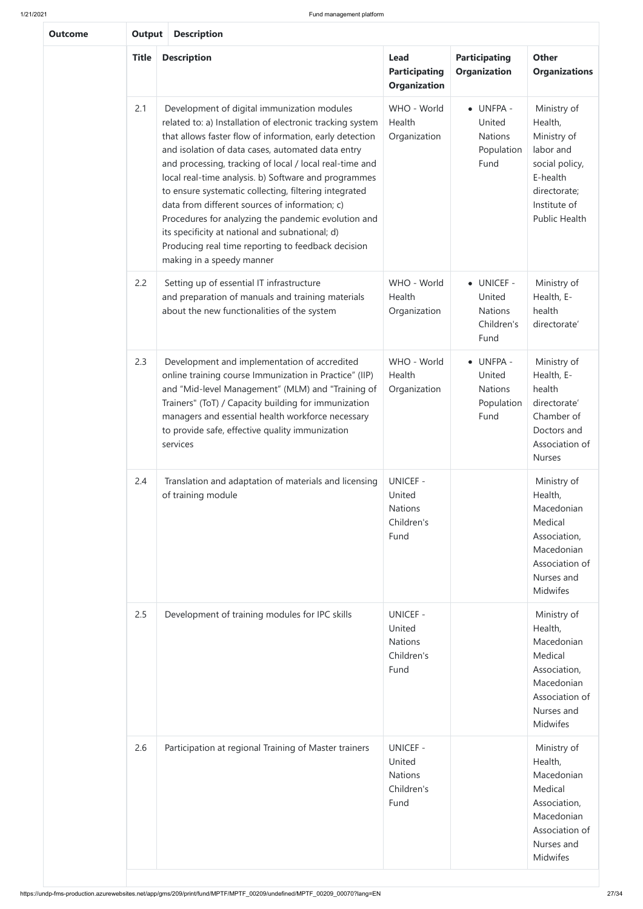| Outcome | Output | Description | | | |
|---|---|---|---|---|---|
| | **Title** | **Description** | **Lead Participating Organization** | **Participating Organization** | **Other Organizations** |
| | 2.1 | Development of digital immunization modules related to: a) Installation of electronic tracking system that allows faster flow of information, early detection and isolation of data cases, automated data entry and processing, tracking of local / local real-time and local real-time analysis. b) Software and programmes to ensure systematic collecting, filtering integrated data from different sources of information; c) Procedures for analyzing the pandemic evolution and its specificity at national and subnational; d) Producing real time reporting to feedback decision making in a speedy manner | WHO - World Health Organization | • UNFPA - United Nations Population Fund | Ministry of Health, Ministry of labor and social policy, E-health directorate; Institute of Public Health |
| | 2.2 | Setting up of essential IT infrastructure and preparation of manuals and training materials about the new functionalities of the system | WHO - World Health Organization | • UNICEF - United Nations Children's Fund | Ministry of Health, E-health directorate' |
| | 2.3 | Development and implementation of accredited online training course Immunization in Practice" (IIP) and "Mid-level Management" (MLM) and "Training of Trainers" (ToT) / Capacity building for immunization managers and essential health workforce necessary to provide safe, effective quality immunization services | WHO - World Health Organization | • UNFPA - United Nations Population Fund | Ministry of Health, E-health directorate' Chamber of Doctors and Association of Nurses |
| | 2.4 | Translation and adaptation of materials and licensing of training module | UNICEF - United Nations Children's Fund | | Ministry of Health, Macedonian Medical Association, Macedonian Association of Nurses and Midwifes |
| | 2.5 | Development of training modules for IPC skills | UNICEF - United Nations Children's Fund | | Ministry of Health, Macedonian Medical Association, Macedonian Association of Nurses and Midwifes |
| | 2.6 | Participation at regional Training of Master trainers | UNICEF - United Nations Children's Fund | | Ministry of Health, Macedonian Medical Association, Macedonian Association of Nurses and Midwifes |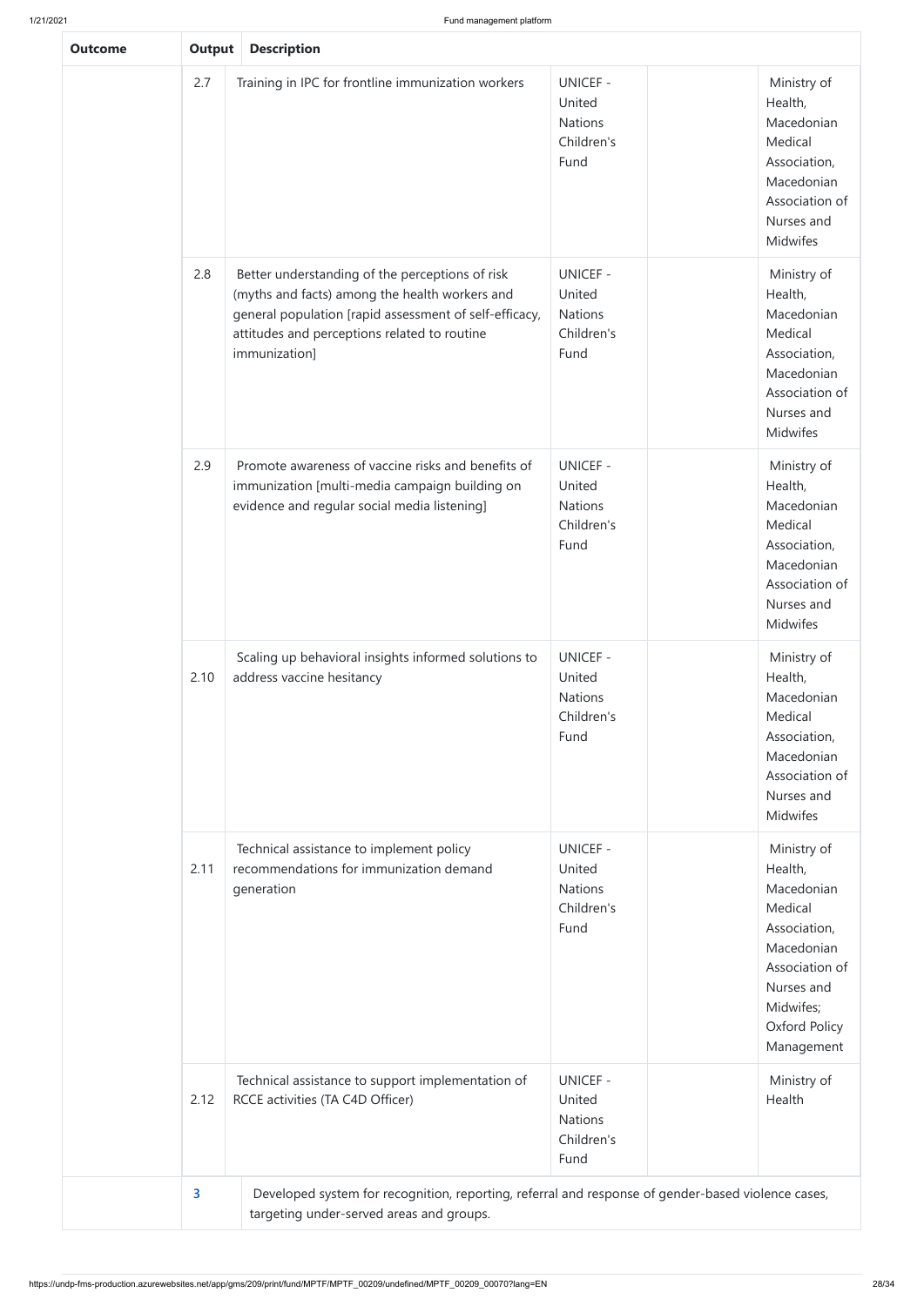| Outcome | Output | Description | | | |
|---|---|---|---|---|---|
| | 2.7 | Training in IPC for frontline immunization workers | UNICEF - United Nations Children's Fund | | Ministry of Health, Macedonian Medical Association, Macedonian Association of Nurses and Midwifes |
| | 2.8 | Better understanding of the perceptions of risk (myths and facts) among the health workers and general population [rapid assessment of self-efficacy, attitudes and perceptions related to routine immunization] | UNICEF - United Nations Children's Fund | | Ministry of Health, Macedonian Medical Association, Macedonian Association of Nurses and Midwifes |
| | 2.9 | Promote awareness of vaccine risks and benefits of immunization [multi-media campaign building on evidence and regular social media listening] | UNICEF - United Nations Children's Fund | | Ministry of Health, Macedonian Medical Association, Macedonian Association of Nurses and Midwifes |
| | 2.10 | Scaling up behavioral insights informed solutions to address vaccine hesitancy | UNICEF - United Nations Children's Fund | | Ministry of Health, Macedonian Medical Association, Macedonian Association of Nurses and Midwifes |
| | 2.11 | Technical assistance to implement policy recommendations for immunization demand generation | UNICEF - United Nations Children's Fund | | Ministry of Health, Macedonian Medical Association, Macedonian Association of Nurses and Midwifes; Oxford Policy Management |
| | 2.12 | Technical assistance to support implementation of RCCE activities (TA C4D Officer) | UNICEF - United Nations Children's Fund | | Ministry of Health |
| | 3 | Developed system for recognition, reporting, referral and response of gender-based violence cases, targeting under-served areas and groups. | | | |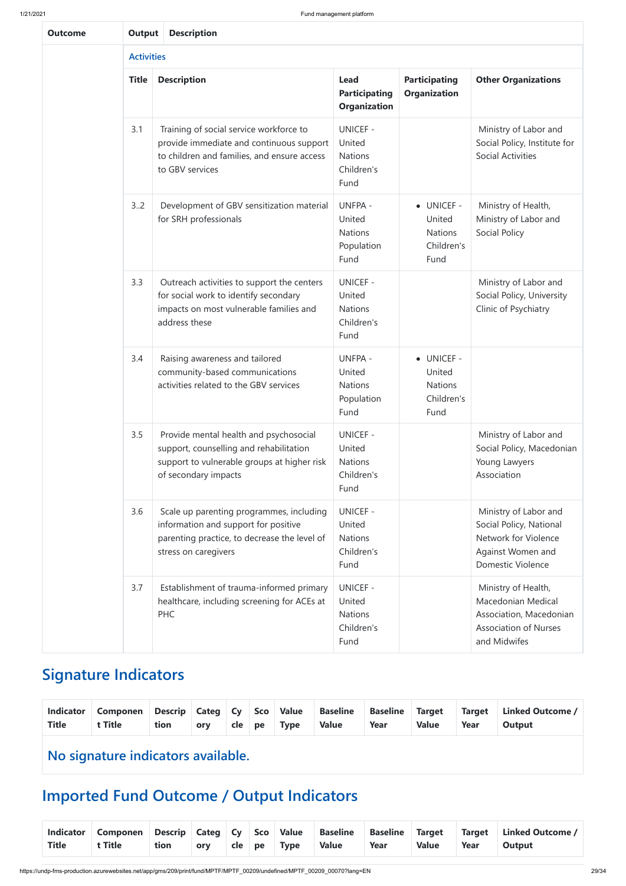| Outcome | Output | Description | | | |
|---|---|---|---|---|---|
| | **Activities** | | | | |
| | **Title** | **Description** | **Lead Participating Organization** | **Participating Organization** | **Other Organizations** |
| | 3.1 | Training of social service workforce to provide immediate and continuous support to children and families, and ensure access to GBV services | UNICEF - United Nations Children's Fund | | Ministry of Labor and Social Policy, Institute for Social Activities |
| | 3..2 | Development of GBV sensitization material for SRH professionals | UNFPA - United Nations Population Fund | • UNICEF - United Nations Children's Fund | Ministry of Health, Ministry of Labor and Social Policy |
| | 3.3 | Outreach activities to support the centers for social work to identify secondary impacts on most vulnerable families and address these | UNICEF - United Nations Children's Fund | | Ministry of Labor and Social Policy, University Clinic of Psychiatry |
| | 3.4 | Raising awareness and tailored community-based communications activities related to the GBV services | UNFPA - United Nations Population Fund | • UNICEF - United Nations Children's Fund | |
| | 3.5 | Provide mental health and psychosocial support, counselling and rehabilitation support to vulnerable groups at higher risk of secondary impacts | UNICEF - United Nations Children's Fund | | Ministry of Labor and Social Policy, Macedonian Young Lawyers Association |
| | 3.6 | Scale up parenting programmes, including information and support for positive parenting practice, to decrease the level of stress on caregivers | UNICEF - United Nations Children's Fund | | Ministry of Labor and Social Policy, National Network for Violence Against Women and Domestic Violence |
| | 3.7 | Establishment of trauma-informed primary healthcare, including screening for ACEs at PHC | UNICEF - United Nations Children's Fund | | Ministry of Health, Macedonian Medical Association, Macedonian Association of Nurses and Midwifes |

## Signature Indicators

| Indicator Title | Component Title | Description | Category | Cycle | Scope | Value Type | Baseline Value | Baseline Year | Target Value | Target Year | Linked Outcome / Output |
|---|---|---|---|---|---|---|---|---|---|---|---|

### No signature indicators available.

## Imported Fund Outcome / Output Indicators

| Indicator Title | Component Title | Description | Category | Cycle | Scope | Value Type | Baseline Value | Baseline Year | Target Value | Target Year | Linked Outcome / Output |
|---|---|---|---|---|---|---|---|---|---|---|---|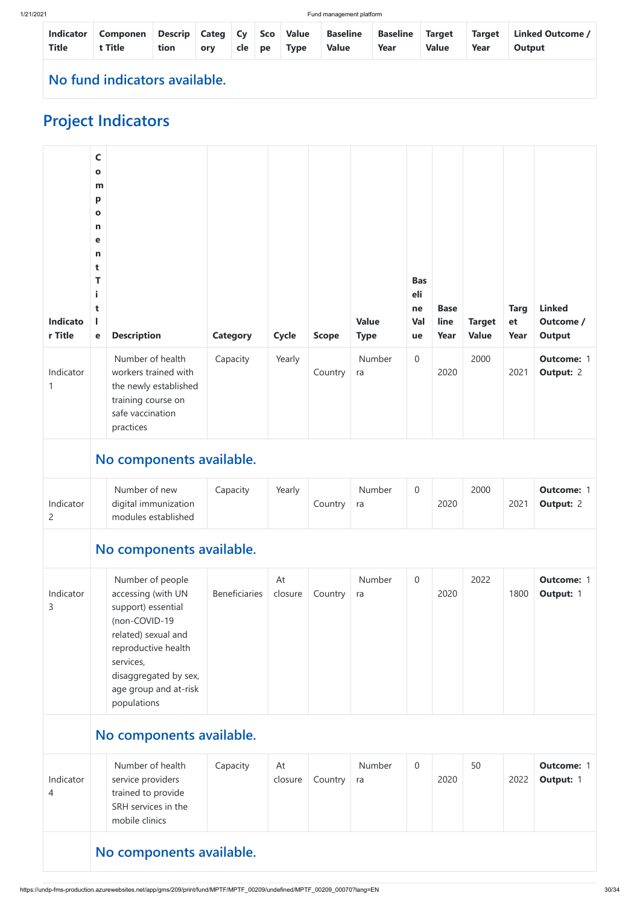| Indicator Title | Component Title | Description | Category | Cycle | Scope | Value Type | Baseline Value | Baseline Year | Target Value | Target Year | Linked Outcome / Output |
|---|---|---|---|---|---|---|---|---|---|---|---|
| No fund indicators available. | | | | | | | | | | | |

## Project Indicators

| Indicator Title | Component Title | Description | Category | Cycle | Scope | Value Type | Baseline Value | Baseline Year | Target Value | Target Year | Linked Outcome / Output |
|---|---|---|---|---|---|---|---|---|---|---|---|
| Indicator 1 | | Number of health workers trained with the newly established training course on safe vaccination practices | Capacity | Yearly | Country | Numbera | 0 | 2020 | 2000 | 2021 | **Outcome:** 1 **Output:** 2 |
| | No components available. | | | | | | | | | | |
| Indicator 2 | | Number of new digital immunization modules established | Capacity | Yearly | Country | Numbera | 0 | 2020 | 2000 | 2021 | **Outcome:** 1 **Output:** 2 |
| | No components available. | | | | | | | | | | |
| Indicator 3 | | Number of people accessing (with UN support) essential (non-COVID-19 related) sexual and reproductive health services, disaggregated by sex, age group and at-risk populations | Beneficiaries | At closure | Country | Numbera | 0 | 2020 | 2022 | 1800 | **Outcome:** 1 **Output:** 1 |
| | No components available. | | | | | | | | | | |
| Indicator 4 | | Number of health service providers trained to provide SRH services in the mobile clinics | Capacity | At closure | Country | Numbera | 0 | 2020 | 50 | 2022 | **Outcome:** 1 **Output:** 1 |
| | No components available. | | | | | | | | | | |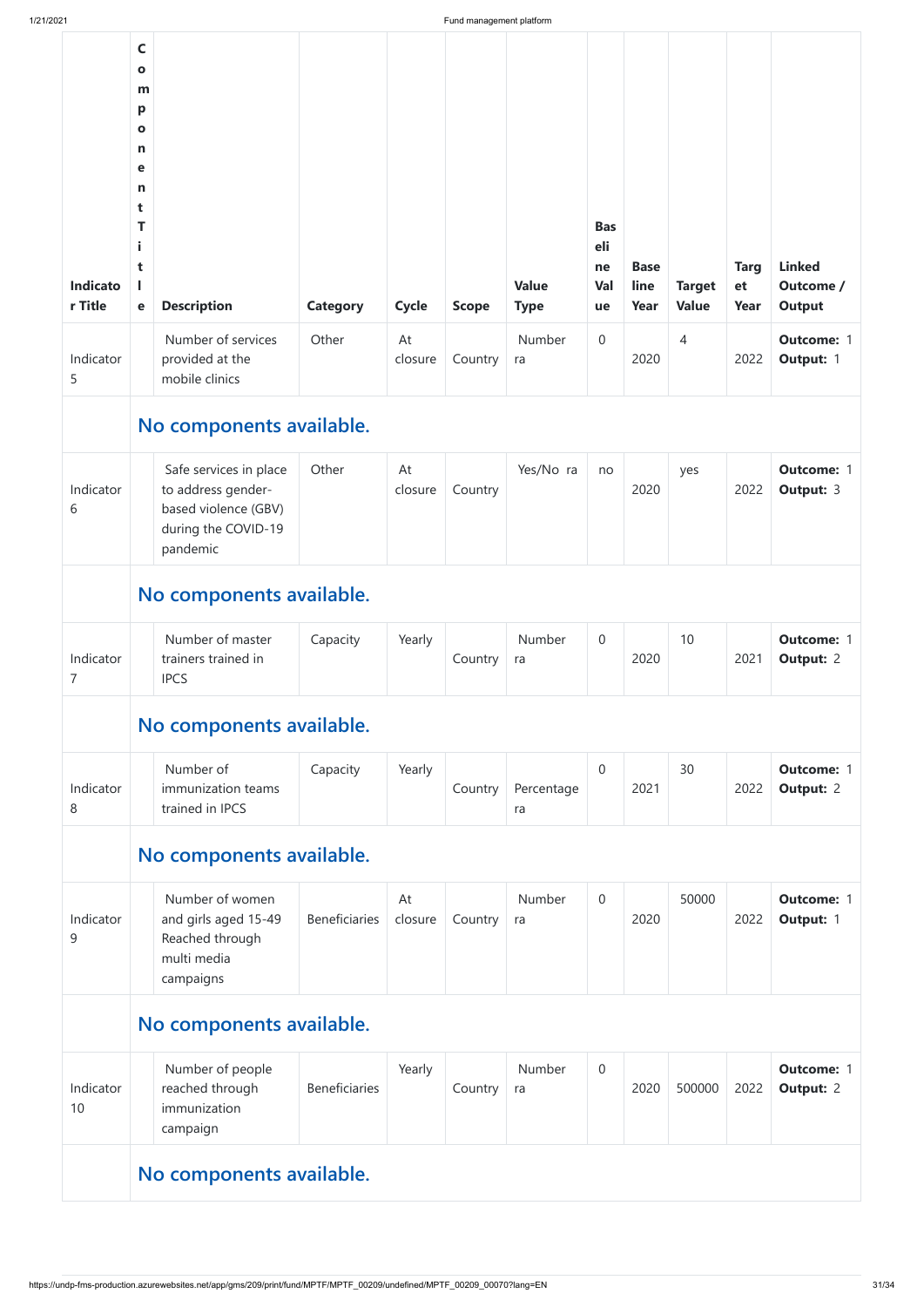| Indicator Title | Component Title | Description | Category | Cycle | Scope | Value Type | Baseline Value | Baseline Year | Target Value | Target Year | Linked Outcome / Output |
|---|---|---|---|---|---|---|---|---|---|---|---|
| Indicator 5 | | Number of services provided at the mobile clinics | Other | At closure | Country | Number ra | 0 | 2020 | 4 | 2022 | **Outcome:** 1 **Output:** 1 |
| | **No components available.** | | | | | | | | | | |
| Indicator 6 | | Safe services in place to address gender-based violence (GBV) during the COVID-19 pandemic | Other | At closure | Country | Yes/No ra | no | 2020 | yes | 2022 | **Outcome:** 1 **Output:** 3 |
| | **No components available.** | | | | | | | | | | |
| Indicator 7 | | Number of master trainers trained in IPCS | Capacity | Yearly | Country | Number ra | 0 | 2020 | 10 | 2021 | **Outcome:** 1 **Output:** 2 |
| | **No components available.** | | | | | | | | | | |
| Indicator 8 | | Number of immunization teams trained in IPCS | Capacity | Yearly | Country | Percentage ra | 0 | 2021 | 30 | 2022 | **Outcome:** 1 **Output:** 2 |
| | **No components available.** | | | | | | | | | | |
| Indicator 9 | | Number of women and girls aged 15-49 Reached through multi media campaigns | Beneficiaries | At closure | Country | Number ra | 0 | 2020 | 50000 | 2022 | **Outcome:** 1 **Output:** 1 |
| | **No components available.** | | | | | | | | | | |
| Indicator 10 | | Number of people reached through immunization campaign | Beneficiaries | Yearly | Country | Number ra | 0 | 2020 | 500000 | 2022 | **Outcome:** 1 **Output:** 2 |
| | **No components available.** | | | | | | | | | | |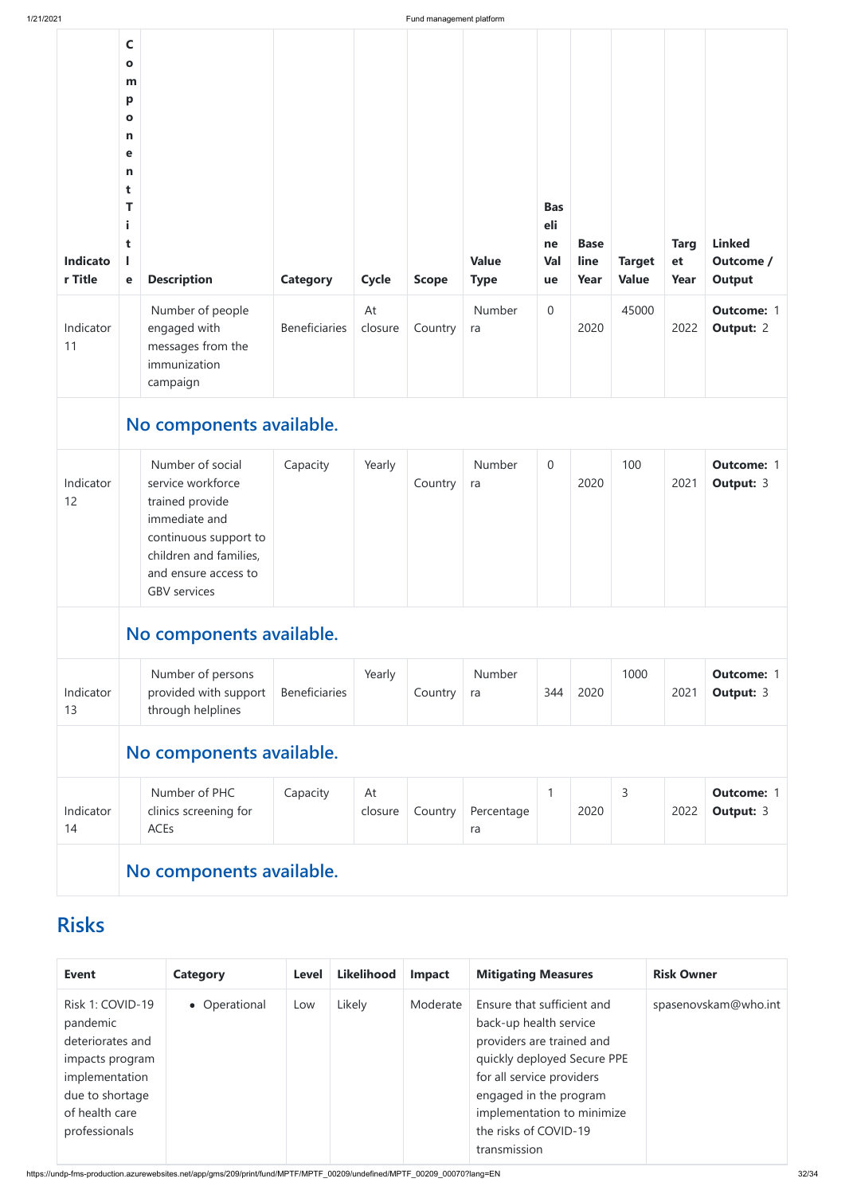| Indicator Title | Component Title | Description | Category | Cycle | Scope | Value Type | Baseline Value | Baseline Year | Target Value | Target Year | Linked Outcome / Output |
|---|---|---|---|---|---|---|---|---|---|---|---|
| Indicator 11 | | Number of people engaged with messages from the immunization campaign | Beneficiaries | At closure | Country | Number ra | 0 | 2020 | 45000 | 2022 | **Outcome:** 1 **Output:** 2 |
| | **No components available.** | | | | | | | | | | |
| Indicator 12 | | Number of social service workforce trained provide immediate and continuous support to children and families, and ensure access to GBV services | Capacity | Yearly | Country | Number ra | 0 | 2020 | 100 | 2021 | **Outcome:** 1 **Output:** 3 |
| | **No components available.** | | | | | | | | | | |
| Indicator 13 | | Number of persons provided with support through helplines | Beneficiaries | Yearly | Country | Number ra | 344 | 2020 | 1000 | 2021 | **Outcome:** 1 **Output:** 3 |
| | **No components available.** | | | | | | | | | | |
| Indicator 14 | | Number of PHC clinics screening for ACEs | Capacity | At closure | Country | Percentage ra | 1 | 2020 | 3 | 2022 | **Outcome:** 1 **Output:** 3 |
| | **No components available.** | | | | | | | | | | |

## Risks

| Event | Category | Level | Likelihood | Impact | Mitigating Measures | Risk Owner |
|---|---|---|---|---|---|---|
| Risk 1: COVID-19 pandemic deteriorates and impacts program implementation due to shortage of health care professionals | • Operational | Low | Likely | Moderate | Ensure that sufficient and back-up health service providers are trained and quickly deployed Secure PPE for all service providers engaged in the program implementation to minimize the risks of COVID-19 transmission | spasenovskam@who.int |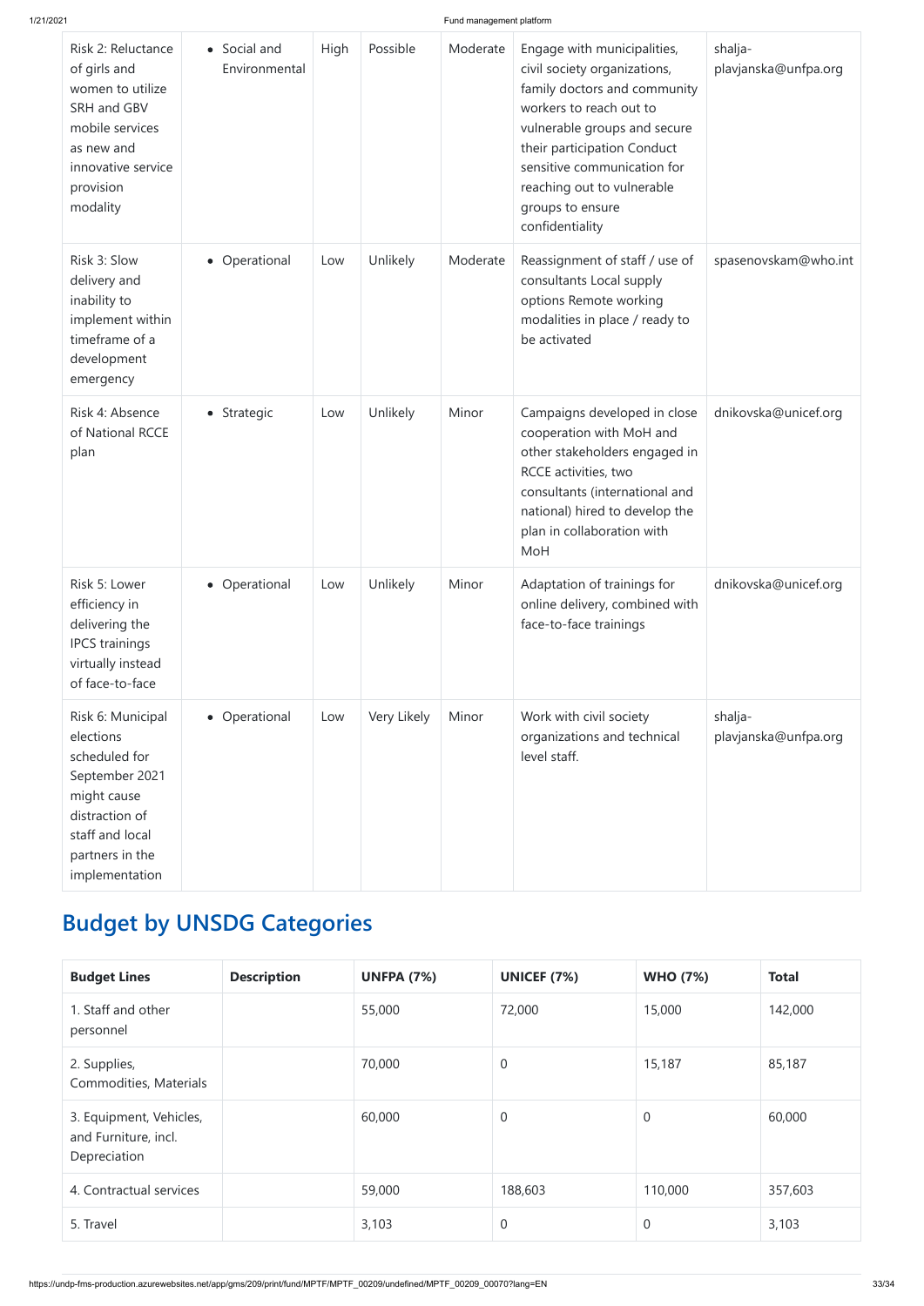| Risk 2: Reluctance of girls and women to utilize SRH and GBV mobile services as new and innovative service provision modality | • Social and Environmental | High | Possible | Moderate | Engage with municipalities, civil society organizations, family doctors and community workers to reach out to vulnerable groups and secure their participation Conduct sensitive communication for reaching out to vulnerable groups to ensure confidentiality | shalja-plavjanska@unfpa.org |
|---|---|---|---|---|---|---|
| Risk 3: Slow delivery and inability to implement within timeframe of a development emergency | • Operational | Low | Unlikely | Moderate | Reassignment of staff / use of consultants Local supply options Remote working modalities in place / ready to be activated | spasenovskam@who.int |
| Risk 4: Absence of National RCCE plan | • Strategic | Low | Unlikely | Minor | Campaigns developed in close cooperation with MoH and other stakeholders engaged in RCCE activities, two consultants (international and national) hired to develop the plan in collaboration with MoH | dnikovska@unicef.org |
| Risk 5: Lower efficiency in delivering the IPCS trainings virtually instead of face-to-face | • Operational | Low | Unlikely | Minor | Adaptation of trainings for online delivery, combined with face-to-face trainings | dnikovska@unicef.org |
| Risk 6: Municipal elections scheduled for September 2021 might cause distraction of staff and local partners in the implementation | • Operational | Low | Very Likely | Minor | Work with civil society organizations and technical level staff. | shalja-plavjanska@unfpa.org |

# Budget by UNSDG Categories

| Budget Lines | Description | UNFPA (7%) | UNICEF (7%) | WHO (7%) | Total |
|---|---|---|---|---|---|
| 1. Staff and other personnel | | 55,000 | 72,000 | 15,000 | 142,000 |
| 2. Supplies, Commodities, Materials | | 70,000 | 0 | 15,187 | 85,187 |
| 3. Equipment, Vehicles, and Furniture, incl. Depreciation | | 60,000 | 0 | 0 | 60,000 |
| 4. Contractual services | | 59,000 | 188,603 | 110,000 | 357,603 |
| 5. Travel | | 3,103 | 0 | 0 | 3,103 |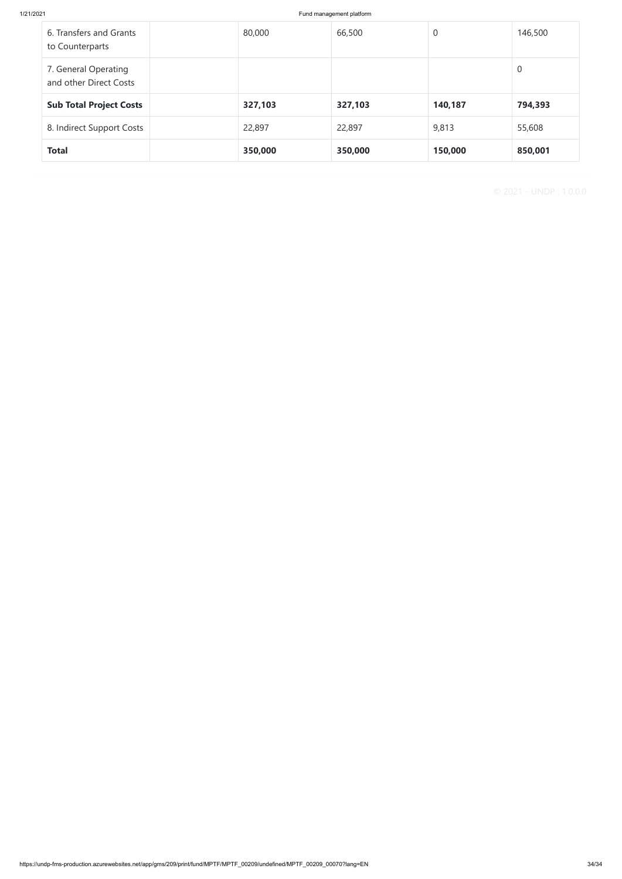| | | | | | |
|---|---|---|---|---|---|
| 6. Transfers and Grants to Counterparts | | 80,000 | 66,500 | 0 | 146,500 |
| 7. General Operating and other Direct Costs | | | | | 0 |
| **Sub Total Project Costs** | | **327,103** | **327,103** | **140,187** | **794,393** |
| 8. Indirect Support Costs | | 22,897 | 22,897 | 9,813 | 55,608 |
| **Total** | | **350,000** | **350,000** | **150,000** | **850,001** |

© 2021 - UNDP : 1.0.0.0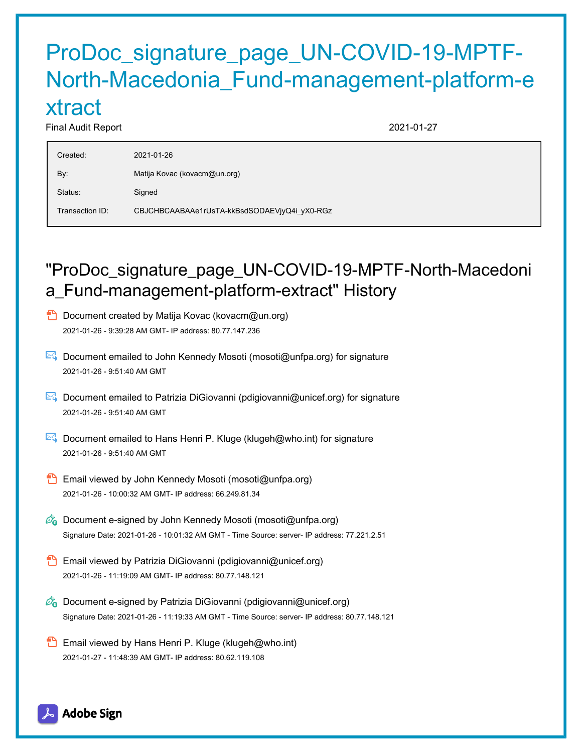# ProDoc_signature_page_UN-COVID-19-MPTF-North-Macedonia_Fund-management-platform-extract

Final Audit Report 2021-01-27

| | |
|---|---|
| Created: | 2021-01-26 |
| By: | Matija Kovac (kovacm@un.org) |
| Status: | Signed |
| Transaction ID: | CBJCHBCAABAAe1rUsTA-kkBsdSODAEVjyQ4i_yX0-RGz |

## "ProDoc_signature_page_UN-COVID-19-MPTF-North-Macedonia_Fund-management-platform-extract" History

- Document created by Matija Kovac (kovacm@un.org)
  2021-01-26 - 9:39:28 AM GMT- IP address: 80.77.147.236

- Document emailed to John Kennedy Mosoti (mosoti@unfpa.org) for signature
  2021-01-26 - 9:51:40 AM GMT

- Document emailed to Patrizia DiGiovanni (pdigiovanni@unicef.org) for signature
  2021-01-26 - 9:51:40 AM GMT

- Document emailed to Hans Henri P. Kluge (klugeh@who.int) for signature
  2021-01-26 - 9:51:40 AM GMT

- Email viewed by John Kennedy Mosoti (mosoti@unfpa.org)
  2021-01-26 - 10:00:32 AM GMT- IP address: 66.249.81.34

- Document e-signed by John Kennedy Mosoti (mosoti@unfpa.org)
  Signature Date: 2021-01-26 - 10:01:32 AM GMT - Time Source: server- IP address: 77.221.2.51

- Email viewed by Patrizia DiGiovanni (pdigiovanni@unicef.org)
  2021-01-26 - 11:19:09 AM GMT- IP address: 80.77.148.121

- Document e-signed by Patrizia DiGiovanni (pdigiovanni@unicef.org)
  Signature Date: 2021-01-26 - 11:19:33 AM GMT - Time Source: server- IP address: 80.77.148.121

- Email viewed by Hans Henri P. Kluge (klugeh@who.int)
  2021-01-27 - 11:48:39 AM GMT- IP address: 80.62.119.108

Adobe Sign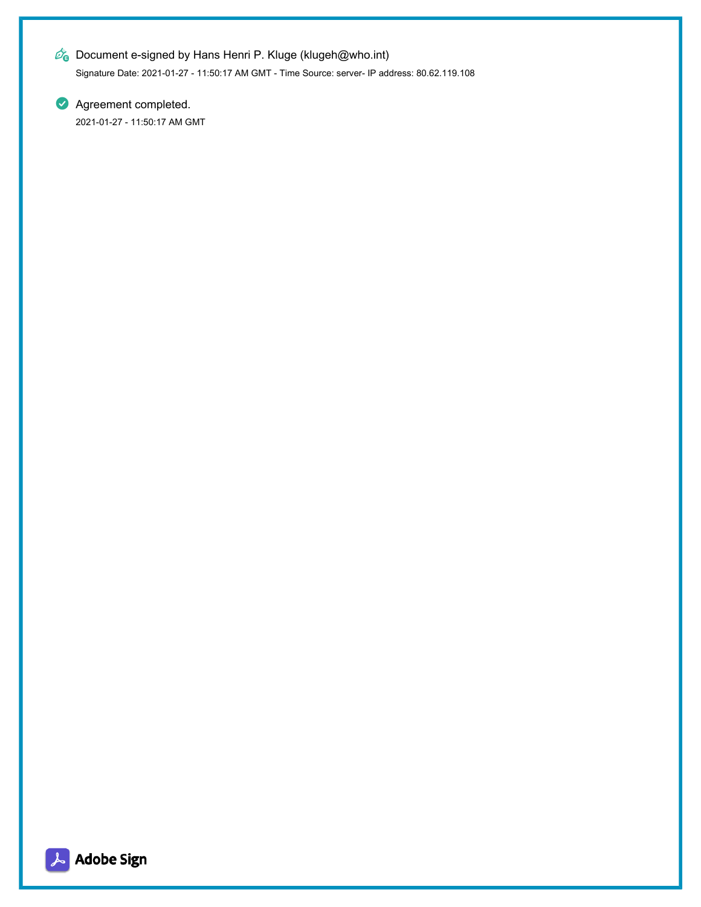Document e-signed by Hans Henri P. Kluge (klugeh@who.int)

Signature Date: 2021-01-27 - 11:50:17 AM GMT - Time Source: server- IP address: 80.62.119.108

Agreement completed.

2021-01-27 - 11:50:17 AM GMT

Adobe Sign